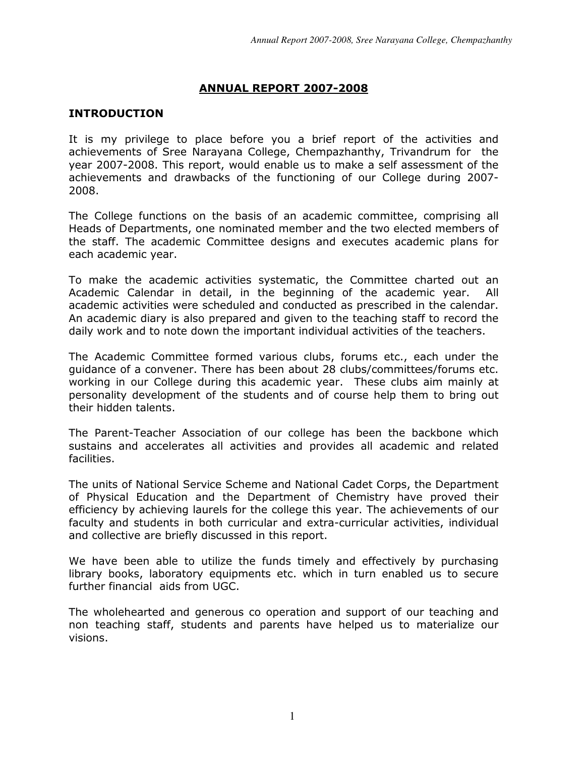# ANNUAL REPORT 2007-2008

## INTRODUCTION

It is my privilege to place before you a brief report of the activities and achievements of Sree Narayana College, Chempazhanthy, Trivandrum for the year 2007-2008. This report, would enable us to make a self assessment of the achievements and drawbacks of the functioning of our College during 2007-2008.

The College functions on the basis of an academic committee, comprising all Heads of Departments, one nominated member and the two elected members of the staff. The academic Committee designs and executes academic plans for each academic year.

To make the academic activities systematic, the Committee charted out an Academic Calendar in detail, in the beginning of the academic year. All academic activities were scheduled and conducted as prescribed in the calendar. An academic diary is also prepared and given to the teaching staff to record the daily work and to note down the important individual activities of the teachers.

The Academic Committee formed various clubs, forums etc., each under the guidance of a convener. There has been about 28 clubs/committees/forums etc. working in our College during this academic year. These clubs aim mainly at personality development of the students and of course help them to bring out their hidden talents.

The Parent-Teacher Association of our college has been the backbone which sustains and accelerates all activities and provides all academic and related facilities.

The units of National Service Scheme and National Cadet Corps, the Department of Physical Education and the Department of Chemistry have proved their efficiency by achieving laurels for the college this year. The achievements of our faculty and students in both curricular and extra-curricular activities, individual and collective are briefly discussed in this report.

We have been able to utilize the funds timely and effectively by purchasing library books, laboratory equipments etc. which in turn enabled us to secure further financial aids from UGC.

The wholehearted and generous co operation and support of our teaching and non teaching staff, students and parents have helped us to materialize our visions.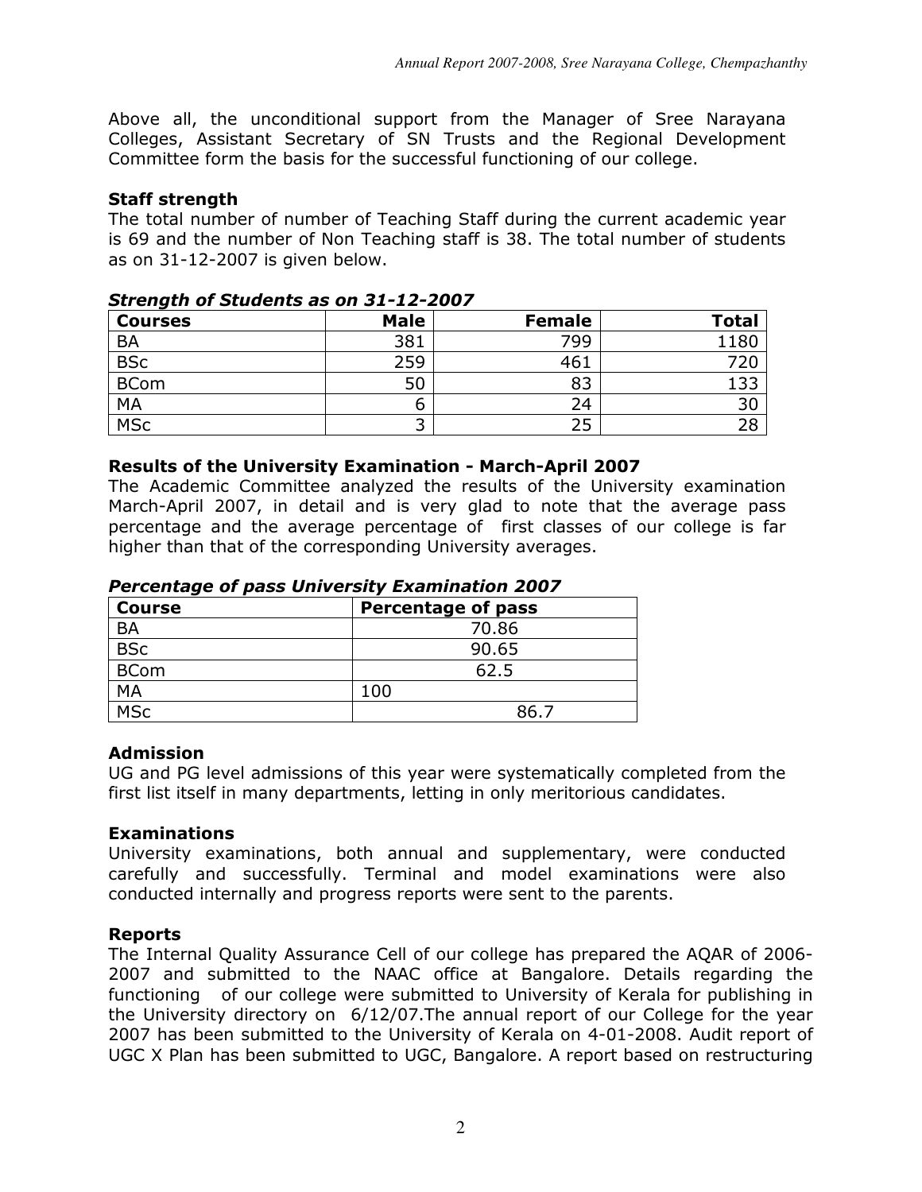Above all, the unconditional support from the Manager of Sree Narayana Colleges, Assistant Secretary of SN Trusts and the Regional Development Committee form the basis for the successful functioning of our college.

### Staff strength

The total number of number of Teaching Staff during the current academic year is 69 and the number of Non Teaching staff is 38. The total number of students as on 31-12-2007 is given below.

***Strength of Students as on 31-12-2007***

| Courses | Male | Female | Total |
|---|---|---|---|
| BA | 381 | 799 | 1180 |
| BSc | 259 | 461 | 720 |
| BCom | 50 | 83 | 133 |
| MA | 6 | 24 | 30 |
| MSc | 3 | 25 | 28 |

### Results of the University Examination - March-April 2007

The Academic Committee analyzed the results of the University examination March-April 2007, in detail and is very glad to note that the average pass percentage and the average percentage of first classes of our college is far higher than that of the corresponding University averages.

***Percentage of pass University Examination 2007***

| Course | Percentage of pass |
|---|---|
| BA | 70.86 |
| BSc | 90.65 |
| BCom | 62.5 |
| MA | 100 |
| MSc | 86.7 |

### Admission

UG and PG level admissions of this year were systematically completed from the first list itself in many departments, letting in only meritorious candidates.

### Examinations

University examinations, both annual and supplementary, were conducted carefully and successfully. Terminal and model examinations were also conducted internally and progress reports were sent to the parents.

### Reports

The Internal Quality Assurance Cell of our college has prepared the AQAR of 2006-2007 and submitted to the NAAC office at Bangalore. Details regarding the functioning of our college were submitted to University of Kerala for publishing in the University directory on 6/12/07.The annual report of our College for the year 2007 has been submitted to the University of Kerala on 4-01-2008. Audit report of UGC X Plan has been submitted to UGC, Bangalore. A report based on restructuring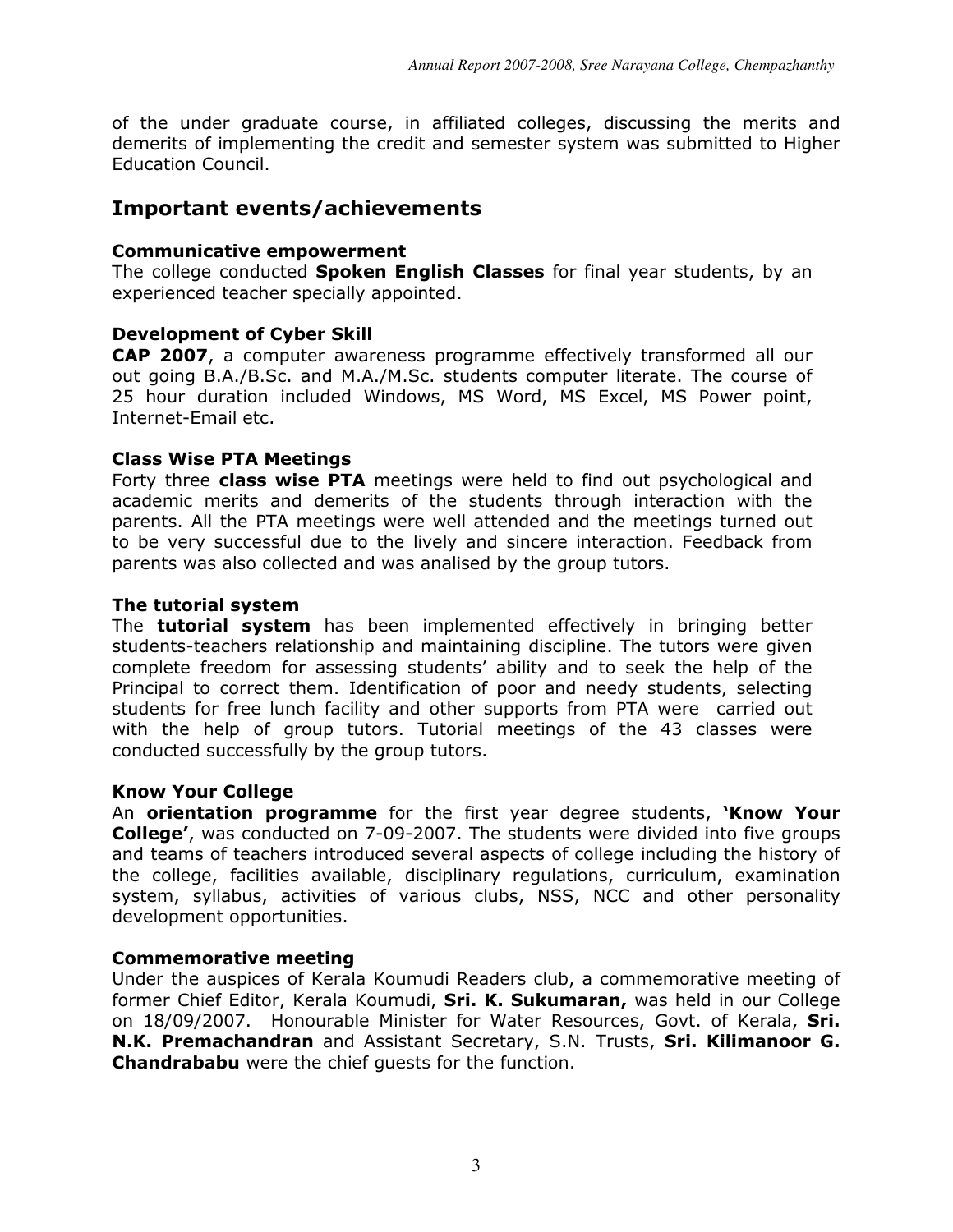of the under graduate course, in affiliated colleges, discussing the merits and demerits of implementing the credit and semester system was submitted to Higher Education Council.

## Important events/achievements

### Communicative empowerment

The college conducted **Spoken English Classes** for final year students, by an experienced teacher specially appointed.

### Development of Cyber Skill

**CAP 2007**, a computer awareness programme effectively transformed all our out going B.A./B.Sc. and M.A./M.Sc. students computer literate. The course of 25 hour duration included Windows, MS Word, MS Excel, MS Power point, Internet-Email etc.

### Class Wise PTA Meetings

Forty three **class wise PTA** meetings were held to find out psychological and academic merits and demerits of the students through interaction with the parents. All the PTA meetings were well attended and the meetings turned out to be very successful due to the lively and sincere interaction. Feedback from parents was also collected and was analised by the group tutors.

### The tutorial system

The **tutorial system** has been implemented effectively in bringing better students-teachers relationship and maintaining discipline. The tutors were given complete freedom for assessing students' ability and to seek the help of the Principal to correct them. Identification of poor and needy students, selecting students for free lunch facility and other supports from PTA were carried out with the help of group tutors. Tutorial meetings of the 43 classes were conducted successfully by the group tutors.

### Know Your College

An **orientation programme** for the first year degree students, **'Know Your College'**, was conducted on 7-09-2007. The students were divided into five groups and teams of teachers introduced several aspects of college including the history of the college, facilities available, disciplinary regulations, curriculum, examination system, syllabus, activities of various clubs, NSS, NCC and other personality development opportunities.

### Commemorative meeting

Under the auspices of Kerala Koumudi Readers club, a commemorative meeting of former Chief Editor, Kerala Koumudi, **Sri. K. Sukumaran,** was held in our College on 18/09/2007. Honourable Minister for Water Resources, Govt. of Kerala, **Sri. N.K. Premachandran** and Assistant Secretary, S.N. Trusts, **Sri. Kilimanoor G. Chandrababu** were the chief guests for the function.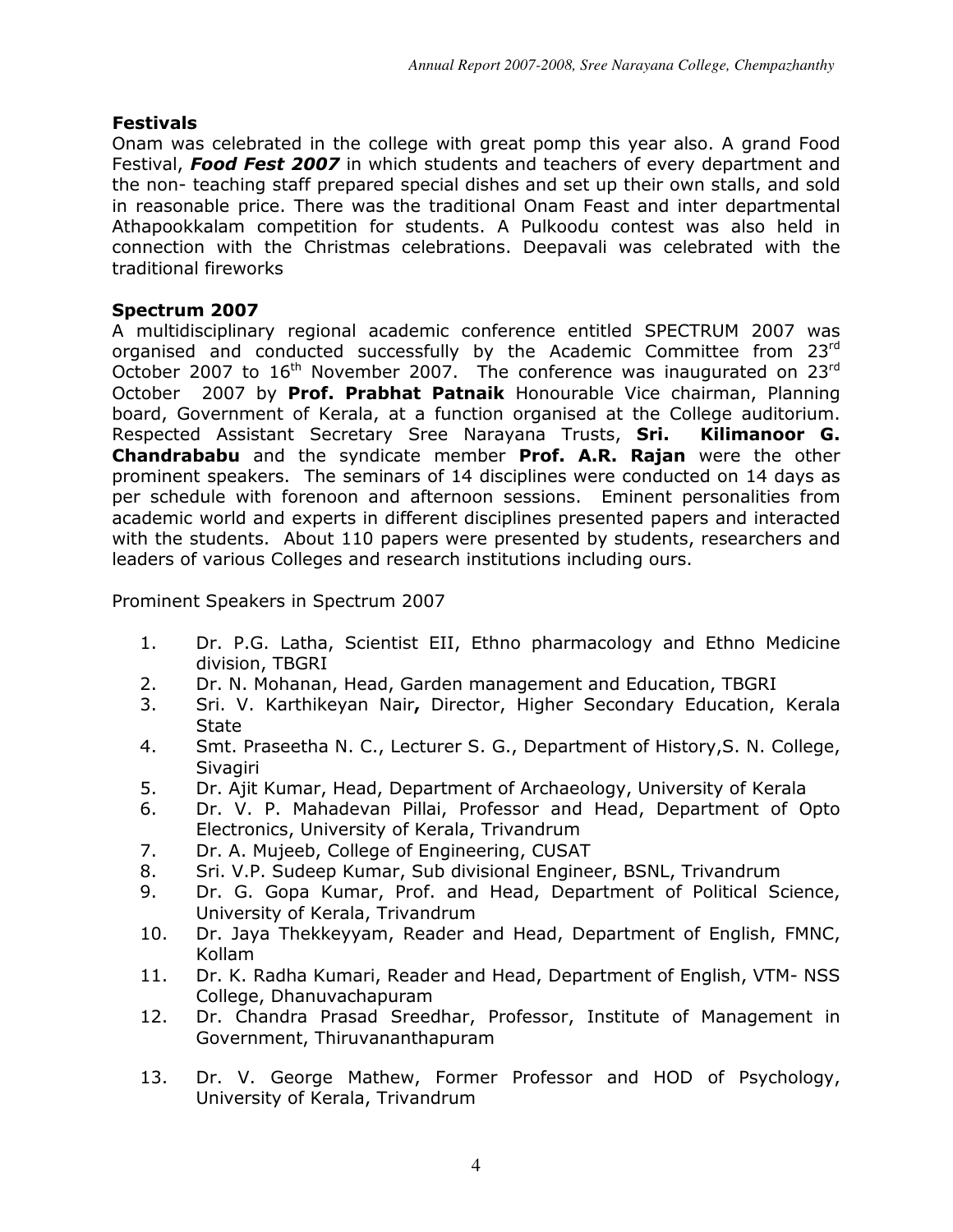## Festivals

Onam was celebrated in the college with great pomp this year also. A grand Food Festival, ***Food Fest 2007*** in which students and teachers of every department and the non- teaching staff prepared special dishes and set up their own stalls, and sold in reasonable price. There was the traditional Onam Feast and inter departmental Athapookkalam competition for students. A Pulkoodu contest was also held in connection with the Christmas celebrations. Deepavali was celebrated with the traditional fireworks

## Spectrum 2007

A multidisciplinary regional academic conference entitled SPECTRUM 2007 was organised and conducted successfully by the Academic Committee from 23rd October 2007 to 16th November 2007. The conference was inaugurated on 23rd October 2007 by **Prof. Prabhat Patnaik** Honourable Vice chairman, Planning board, Government of Kerala, at a function organised at the College auditorium. Respected Assistant Secretary Sree Narayana Trusts, **Sri. Kilimanoor G. Chandrababu** and the syndicate member **Prof. A.R. Rajan** were the other prominent speakers. The seminars of 14 disciplines were conducted on 14 days as per schedule with forenoon and afternoon sessions. Eminent personalities from academic world and experts in different disciplines presented papers and interacted with the students. About 110 papers were presented by students, researchers and leaders of various Colleges and research institutions including ours.

Prominent Speakers in Spectrum 2007

1. Dr. P.G. Latha, Scientist EII, Ethno pharmacology and Ethno Medicine division, TBGRI
2. Dr. N. Mohanan, Head, Garden management and Education, TBGRI
3. Sri. V. Karthikeyan Nair**,** Director, Higher Secondary Education, Kerala State
4. Smt. Praseetha N. C., Lecturer S. G., Department of History,S. N. College, Sivagiri
5. Dr. Ajit Kumar, Head, Department of Archaeology, University of Kerala
6. Dr. V. P. Mahadevan Pillai, Professor and Head, Department of Opto Electronics, University of Kerala, Trivandrum
7. Dr. A. Mujeeb, College of Engineering, CUSAT
8. Sri. V.P. Sudeep Kumar, Sub divisional Engineer, BSNL, Trivandrum
9. Dr. G. Gopa Kumar, Prof. and Head, Department of Political Science, University of Kerala, Trivandrum
10. Dr. Jaya Thekkeyyam, Reader and Head, Department of English, FMNC, Kollam
11. Dr. K. Radha Kumari, Reader and Head, Department of English, VTM- NSS College, Dhanuvachapuram
12. Dr. Chandra Prasad Sreedhar, Professor, Institute of Management in Government, Thiruvananthapuram
13. Dr. V. George Mathew, Former Professor and HOD of Psychology, University of Kerala, Trivandrum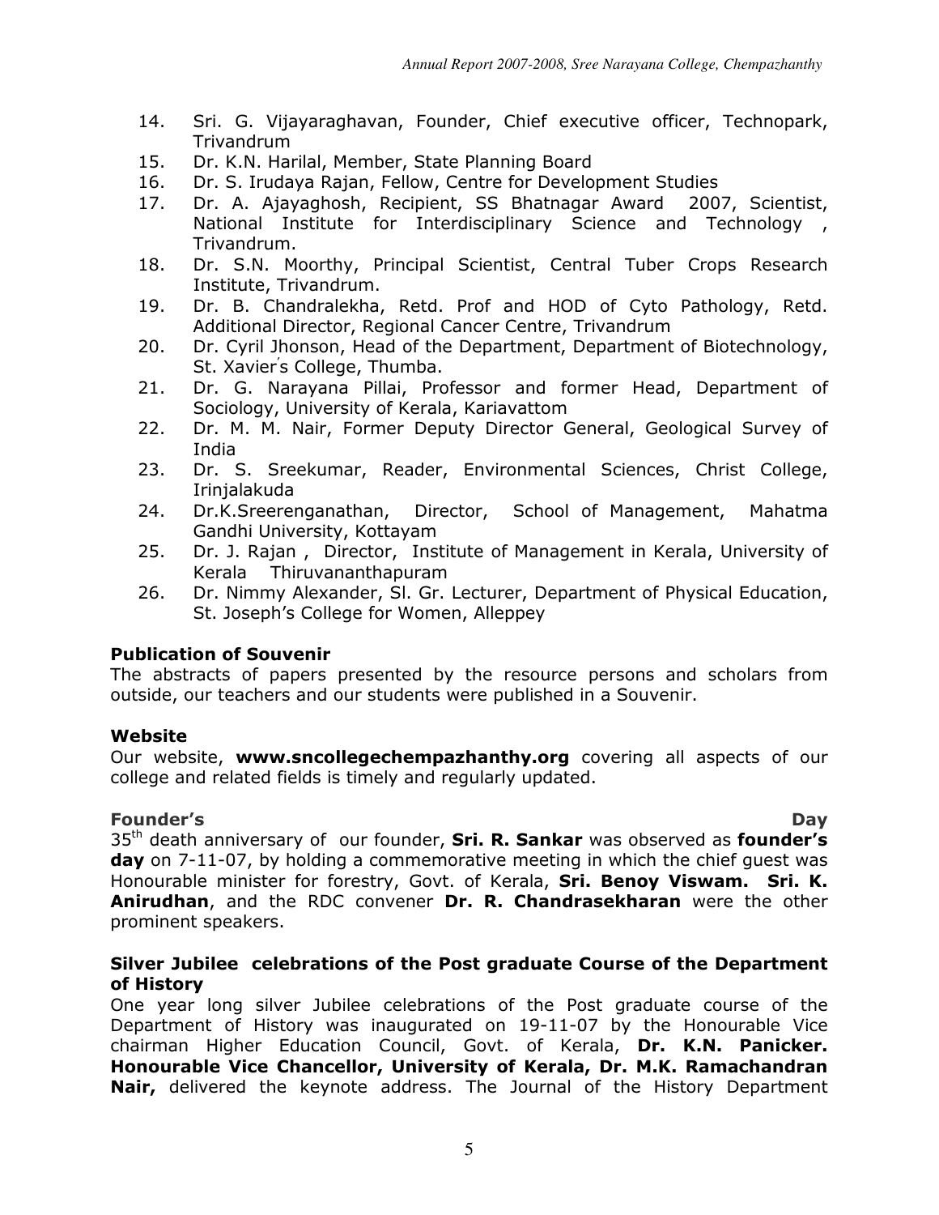14. Sri. G. Vijayaraghavan, Founder, Chief executive officer, Technopark, Trivandrum
15. Dr. K.N. Harilal, Member, State Planning Board
16. Dr. S. Irudaya Rajan, Fellow, Centre for Development Studies
17. Dr. A. Ajayaghosh, Recipient, SS Bhatnagar Award 2007, Scientist, National Institute for Interdisciplinary Science and Technology , Trivandrum.
18. Dr. S.N. Moorthy, Principal Scientist, Central Tuber Crops Research Institute, Trivandrum.
19. Dr. B. Chandralekha, Retd. Prof and HOD of Cyto Pathology, Retd. Additional Director, Regional Cancer Centre, Trivandrum
20. Dr. Cyril Jhonson, Head of the Department, Department of Biotechnology, St. Xavier's College, Thumba.
21. Dr. G. Narayana Pillai, Professor and former Head, Department of Sociology, University of Kerala, Kariavattom
22. Dr. M. M. Nair, Former Deputy Director General, Geological Survey of India
23. Dr. S. Sreekumar, Reader, Environmental Sciences, Christ College, Irinjalakuda
24. Dr.K.Sreerenganathan, Director, School of Management, Mahatma Gandhi University, Kottayam
25. Dr. J. Rajan , Director, Institute of Management in Kerala, University of Kerala Thiruvananthapuram
26. Dr. Nimmy Alexander, Sl. Gr. Lecturer, Department of Physical Education, St. Joseph's College for Women, Alleppey

**Publication of Souvenir**

The abstracts of papers presented by the resource persons and scholars from outside, our teachers and our students were published in a Souvenir.

**Website**

Our website, **www.sncollegechempazhanthy.org** covering all aspects of our college and related fields is timely and regularly updated.

**Founder's Day**

35th death anniversary of our founder, **Sri. R. Sankar** was observed as **founder's day** on 7-11-07, by holding a commemorative meeting in which the chief guest was Honourable minister for forestry, Govt. of Kerala, **Sri. Benoy Viswam. Sri. K. Anirudhan**, and the RDC convener **Dr. R. Chandrasekharan** were the other prominent speakers.

**Silver Jubilee celebrations of the Post graduate Course of the Department of History**

One year long silver Jubilee celebrations of the Post graduate course of the Department of History was inaugurated on 19-11-07 by the Honourable Vice chairman Higher Education Council, Govt. of Kerala, **Dr. K.N. Panicker. Honourable Vice Chancellor, University of Kerala, Dr. M.K. Ramachandran Nair,** delivered the keynote address. The Journal of the History Department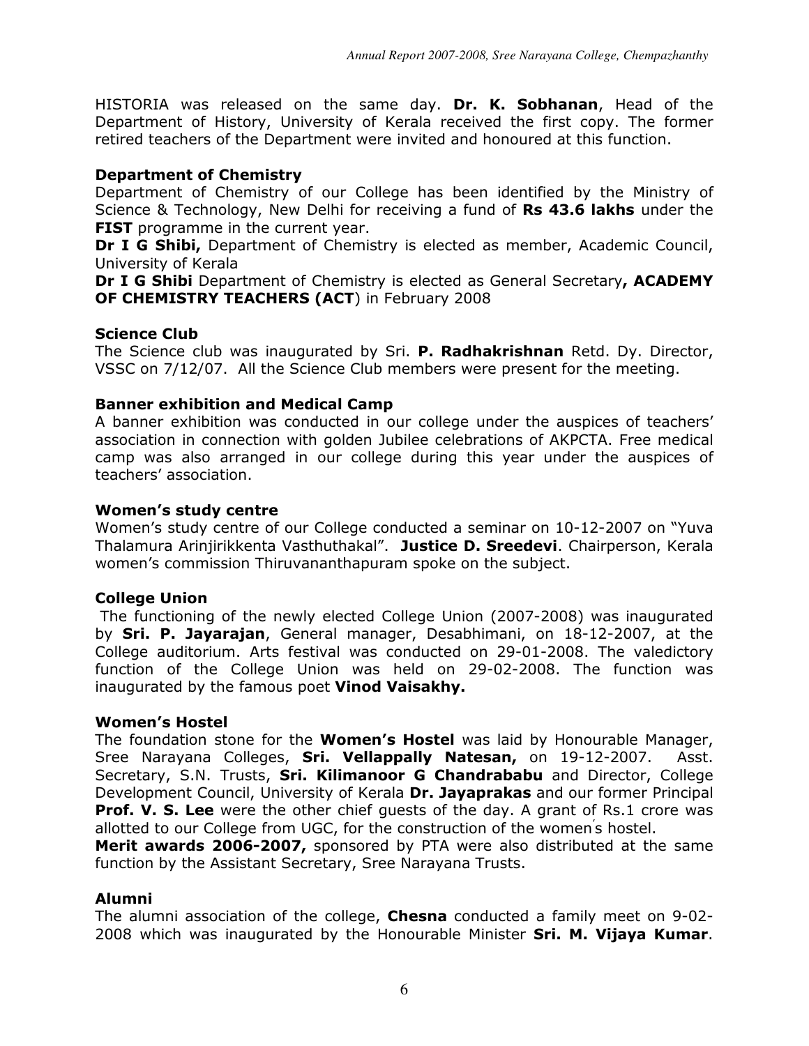HISTORIA was released on the same day. **Dr. K. Sobhanan**, Head of the Department of History, University of Kerala received the first copy. The former retired teachers of the Department were invited and honoured at this function.

**Department of Chemistry**

Department of Chemistry of our College has been identified by the Ministry of Science & Technology, New Delhi for receiving a fund of **Rs 43.6 lakhs** under the **FIST** programme in the current year.

**Dr I G Shibi,** Department of Chemistry is elected as member, Academic Council, University of Kerala

**Dr I G Shibi** Department of Chemistry is elected as General Secretary**, ACADEMY OF CHEMISTRY TEACHERS (ACT**) in February 2008

**Science Club**

The Science club was inaugurated by Sri. **P. Radhakrishnan** Retd. Dy. Director, VSSC on 7/12/07. All the Science Club members were present for the meeting.

**Banner exhibition and Medical Camp**

A banner exhibition was conducted in our college under the auspices of teachers' association in connection with golden Jubilee celebrations of AKPCTA. Free medical camp was also arranged in our college during this year under the auspices of teachers' association.

**Women's study centre**

Women's study centre of our College conducted a seminar on 10-12-2007 on "Yuva Thalamura Arinjirikkenta Vasthuthakal". **Justice D. Sreedevi**. Chairperson, Kerala women's commission Thiruvananthapuram spoke on the subject.

**College Union**

The functioning of the newly elected College Union (2007-2008) was inaugurated by **Sri. P. Jayarajan**, General manager, Desabhimani, on 18-12-2007, at the College auditorium. Arts festival was conducted on 29-01-2008. The valedictory function of the College Union was held on 29-02-2008. The function was inaugurated by the famous poet **Vinod Vaisakhy.**

**Women's Hostel**

The foundation stone for the **Women's Hostel** was laid by Honourable Manager, Sree Narayana Colleges, **Sri. Vellappally Natesan,** on 19-12-2007. Asst. Secretary, S.N. Trusts, **Sri. Kilimanoor G Chandrababu** and Director, College Development Council, University of Kerala **Dr. Jayaprakas** and our former Principal **Prof. V. S. Lee** were the other chief guests of the day. A grant of Rs.1 crore was allotted to our College from UGC, for the construction of the women's hostel.

**Merit awards 2006-2007,** sponsored by PTA were also distributed at the same function by the Assistant Secretary, Sree Narayana Trusts.

**Alumni**

The alumni association of the college, **Chesna** conducted a family meet on 9-02-2008 which was inaugurated by the Honourable Minister **Sri. M. Vijaya Kumar**.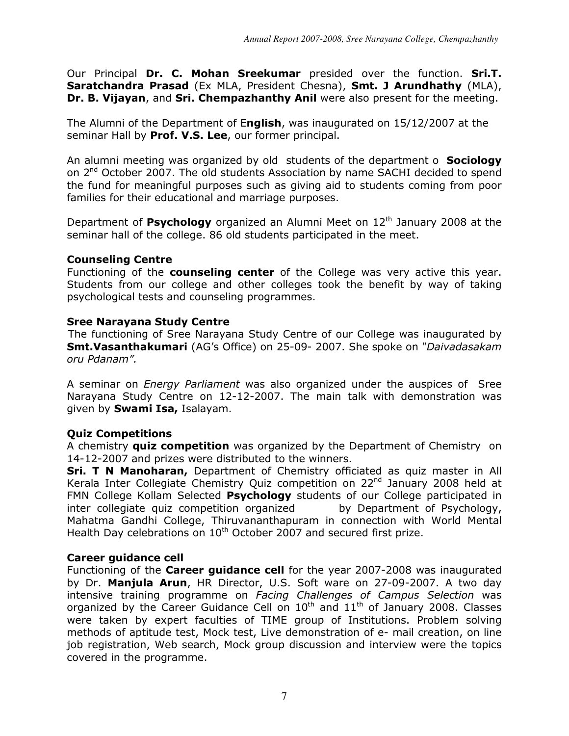Our Principal **Dr. C. Mohan Sreekumar** presided over the function. **Sri.T. Saratchandra Prasad** (Ex MLA, President Chesna), **Smt. J Arundhathy** (MLA), **Dr. B. Vijayan**, and **Sri. Chempazhanthy Anil** were also present for the meeting.

The Alumni of the Department of E**nglish**, was inaugurated on 15/12/2007 at the seminar Hall by **Prof. V.S. Lee**, our former principal.

An alumni meeting was organized by old students of the department o **Sociology** on 2nd October 2007. The old students Association by name SACHI decided to spend the fund for meaningful purposes such as giving aid to students coming from poor families for their educational and marriage purposes.

Department of **Psychology** organized an Alumni Meet on 12th January 2008 at the seminar hall of the college. 86 old students participated in the meet.

### Counseling Centre

Functioning of the **counseling center** of the College was very active this year. Students from our college and other colleges took the benefit by way of taking psychological tests and counseling programmes.

### Sree Narayana Study Centre

The functioning of Sree Narayana Study Centre of our College was inaugurated by **Smt.Vasanthakumari** (AG's Office) on 25-09- 2007. She spoke on *"Daivadasakam oru Pdanam".*

A seminar on *Energy Parliament* was also organized under the auspices of Sree Narayana Study Centre on 12-12-2007. The main talk with demonstration was given by **Swami Isa,** Isalayam.

### Quiz Competitions

A chemistry **quiz competition** was organized by the Department of Chemistry on 14-12-2007 and prizes were distributed to the winners.

**Sri. T N Manoharan,** Department of Chemistry officiated as quiz master in All Kerala Inter Collegiate Chemistry Quiz competition on 22nd January 2008 held at FMN College Kollam Selected **Psychology** students of our College participated in inter collegiate quiz competition organized by Department of Psychology, Mahatma Gandhi College, Thiruvananthapuram in connection with World Mental Health Day celebrations on 10th October 2007 and secured first prize.

### Career guidance cell

Functioning of the **Career guidance cell** for the year 2007-2008 was inaugurated by Dr. **Manjula Arun**, HR Director, U.S. Soft ware on 27-09-2007. A two day intensive training programme on *Facing Challenges of Campus Selection* was organized by the Career Guidance Cell on 10th and 11th of January 2008. Classes were taken by expert faculties of TIME group of Institutions. Problem solving methods of aptitude test, Mock test, Live demonstration of e- mail creation, on line job registration, Web search, Mock group discussion and interview were the topics covered in the programme.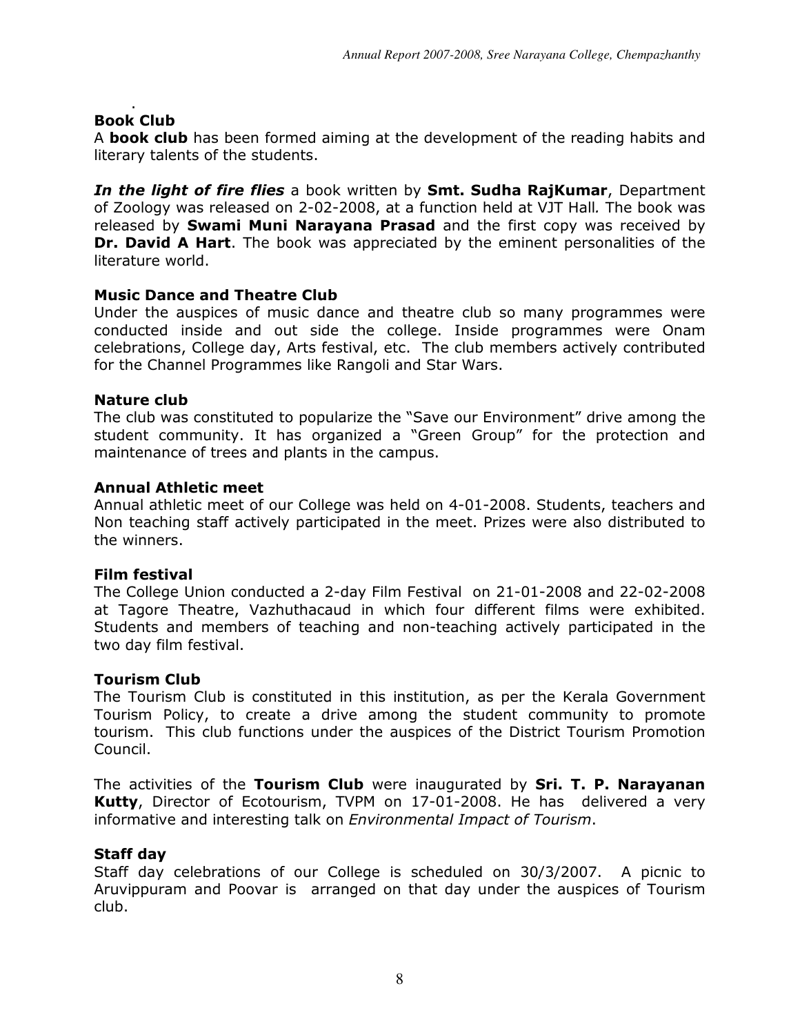.

### Book Club

A **book club** has been formed aiming at the development of the reading habits and literary talents of the students.

***In the light of fire flies*** a book written by **Smt. Sudha RajKumar**, Department of Zoology was released on 2-02-2008, at a function held at VJT Hall*.* The book was released by **Swami Muni Narayana Prasad** and the first copy was received by **Dr. David A Hart**. The book was appreciated by the eminent personalities of the literature world.

### Music Dance and Theatre Club

Under the auspices of music dance and theatre club so many programmes were conducted inside and out side the college. Inside programmes were Onam celebrations, College day, Arts festival, etc. The club members actively contributed for the Channel Programmes like Rangoli and Star Wars.

### Nature club

The club was constituted to popularize the "Save our Environment" drive among the student community. It has organized a "Green Group" for the protection and maintenance of trees and plants in the campus.

### Annual Athletic meet

Annual athletic meet of our College was held on 4-01-2008. Students, teachers and Non teaching staff actively participated in the meet. Prizes were also distributed to the winners.

### Film festival

The College Union conducted a 2-day Film Festival on 21-01-2008 and 22-02-2008 at Tagore Theatre, Vazhuthacaud in which four different films were exhibited. Students and members of teaching and non-teaching actively participated in the two day film festival.

### Tourism Club

The Tourism Club is constituted in this institution, as per the Kerala Government Tourism Policy, to create a drive among the student community to promote tourism. This club functions under the auspices of the District Tourism Promotion Council.

The activities of the **Tourism Club** were inaugurated by **Sri. T. P. Narayanan Kutty**, Director of Ecotourism, TVPM on 17-01-2008. He has delivered a very informative and interesting talk on *Environmental Impact of Tourism*.

### Staff day

Staff day celebrations of our College is scheduled on 30/3/2007. A picnic to Aruvippuram and Poovar is arranged on that day under the auspices of Tourism club.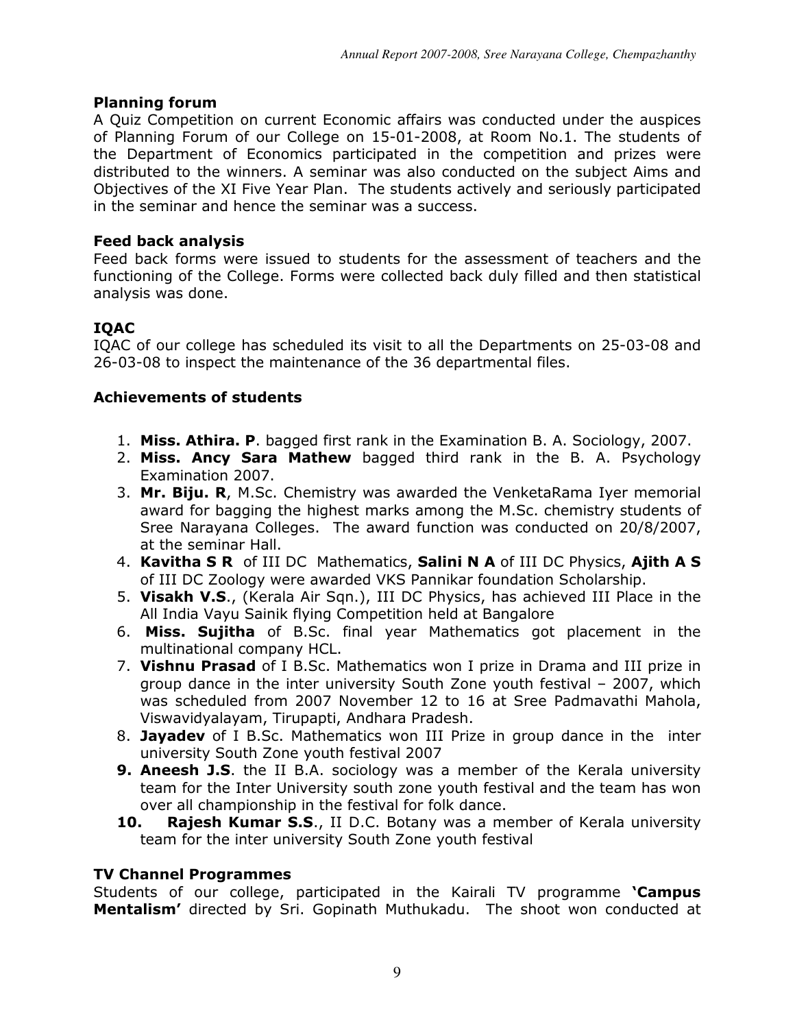### Planning forum

A Quiz Competition on current Economic affairs was conducted under the auspices of Planning Forum of our College on 15-01-2008, at Room No.1. The students of the Department of Economics participated in the competition and prizes were distributed to the winners. A seminar was also conducted on the subject Aims and Objectives of the XI Five Year Plan. The students actively and seriously participated in the seminar and hence the seminar was a success.

### Feed back analysis

Feed back forms were issued to students for the assessment of teachers and the functioning of the College. Forms were collected back duly filled and then statistical analysis was done.

### IQAC

IQAC of our college has scheduled its visit to all the Departments on 25-03-08 and 26-03-08 to inspect the maintenance of the 36 departmental files.

### Achievements of students

1. **Miss. Athira. P**. bagged first rank in the Examination B. A. Sociology, 2007.
2. **Miss. Ancy Sara Mathew** bagged third rank in the B. A. Psychology Examination 2007.
3. **Mr. Biju. R**, M.Sc. Chemistry was awarded the VenketaRama Iyer memorial award for bagging the highest marks among the M.Sc. chemistry students of Sree Narayana Colleges. The award function was conducted on 20/8/2007, at the seminar Hall.
4. **Kavitha S R** of III DC Mathematics, **Salini N A** of III DC Physics, **Ajith A S** of III DC Zoology were awarded VKS Pannikar foundation Scholarship.
5. **Visakh V.S**., (Kerala Air Sqn.), III DC Physics, has achieved III Place in the All India Vayu Sainik flying Competition held at Bangalore
6. **Miss. Sujitha** of B.Sc. final year Mathematics got placement in the multinational company HCL.
7. **Vishnu Prasad** of I B.Sc. Mathematics won I prize in Drama and III prize in group dance in the inter university South Zone youth festival – 2007, which was scheduled from 2007 November 12 to 16 at Sree Padmavathi Mahola, Viswavidyalayam, Tirupapti, Andhara Pradesh.
8. **Jayadev** of I B.Sc. Mathematics won III Prize in group dance in the inter university South Zone youth festival 2007
9. **Aneesh J.S**. the II B.A. sociology was a member of the Kerala university team for the Inter University south zone youth festival and the team has won over all championship in the festival for folk dance.
10. **Rajesh Kumar S.S**., II D.C. Botany was a member of Kerala university team for the inter university South Zone youth festival

### TV Channel Programmes

Students of our college, participated in the Kairali TV programme **'Campus Mentalism'** directed by Sri. Gopinath Muthukadu. The shoot won conducted at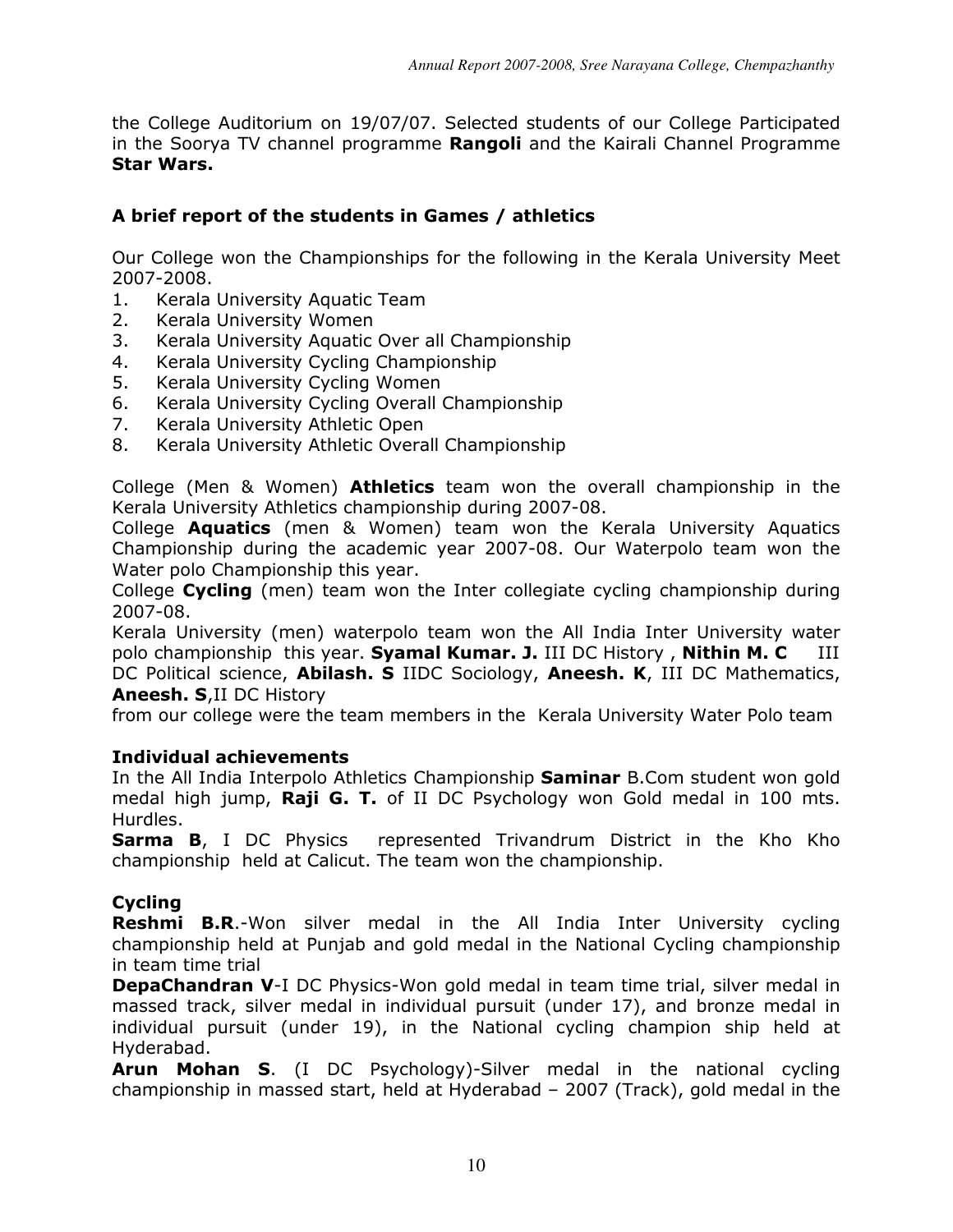the College Auditorium on 19/07/07. Selected students of our College Participated in the Soorya TV channel programme **Rangoli** and the Kairali Channel Programme **Star Wars.**

### A brief report of the students in Games / athletics

Our College won the Championships for the following in the Kerala University Meet 2007-2008.

1. Kerala University Aquatic Team
2. Kerala University Women
3. Kerala University Aquatic Over all Championship
4. Kerala University Cycling Championship
5. Kerala University Cycling Women
6. Kerala University Cycling Overall Championship
7. Kerala University Athletic Open
8. Kerala University Athletic Overall Championship

College (Men & Women) **Athletics** team won the overall championship in the Kerala University Athletics championship during 2007-08.

College **Aquatics** (men & Women) team won the Kerala University Aquatics Championship during the academic year 2007-08. Our Waterpolo team won the Water polo Championship this year.

College **Cycling** (men) team won the Inter collegiate cycling championship during 2007-08.

Kerala University (men) waterpolo team won the All India Inter University water polo championship this year. **Syamal Kumar. J.** III DC History , **Nithin M. C** III DC Political science, **Abilash. S** IIDC Sociology, **Aneesh. K**, III DC Mathematics, **Aneesh. S**,II DC History

from our college were the team members in the Kerala University Water Polo team

### Individual achievements

In the All India Interpolo Athletics Championship **Saminar** B.Com student won gold medal high jump, **Raji G. T.** of II DC Psychology won Gold medal in 100 mts. Hurdles.

**Sarma B**, I DC Physics represented Trivandrum District in the Kho Kho championship held at Calicut. The team won the championship.

### Cycling

**Reshmi B.R**.-Won silver medal in the All India Inter University cycling championship held at Punjab and gold medal in the National Cycling championship in team time trial

**DepaChandran V**-I DC Physics-Won gold medal in team time trial, silver medal in massed track, silver medal in individual pursuit (under 17), and bronze medal in individual pursuit (under 19), in the National cycling champion ship held at Hyderabad.

**Arun Mohan S**. (I DC Psychology)-Silver medal in the national cycling championship in massed start, held at Hyderabad – 2007 (Track), gold medal in the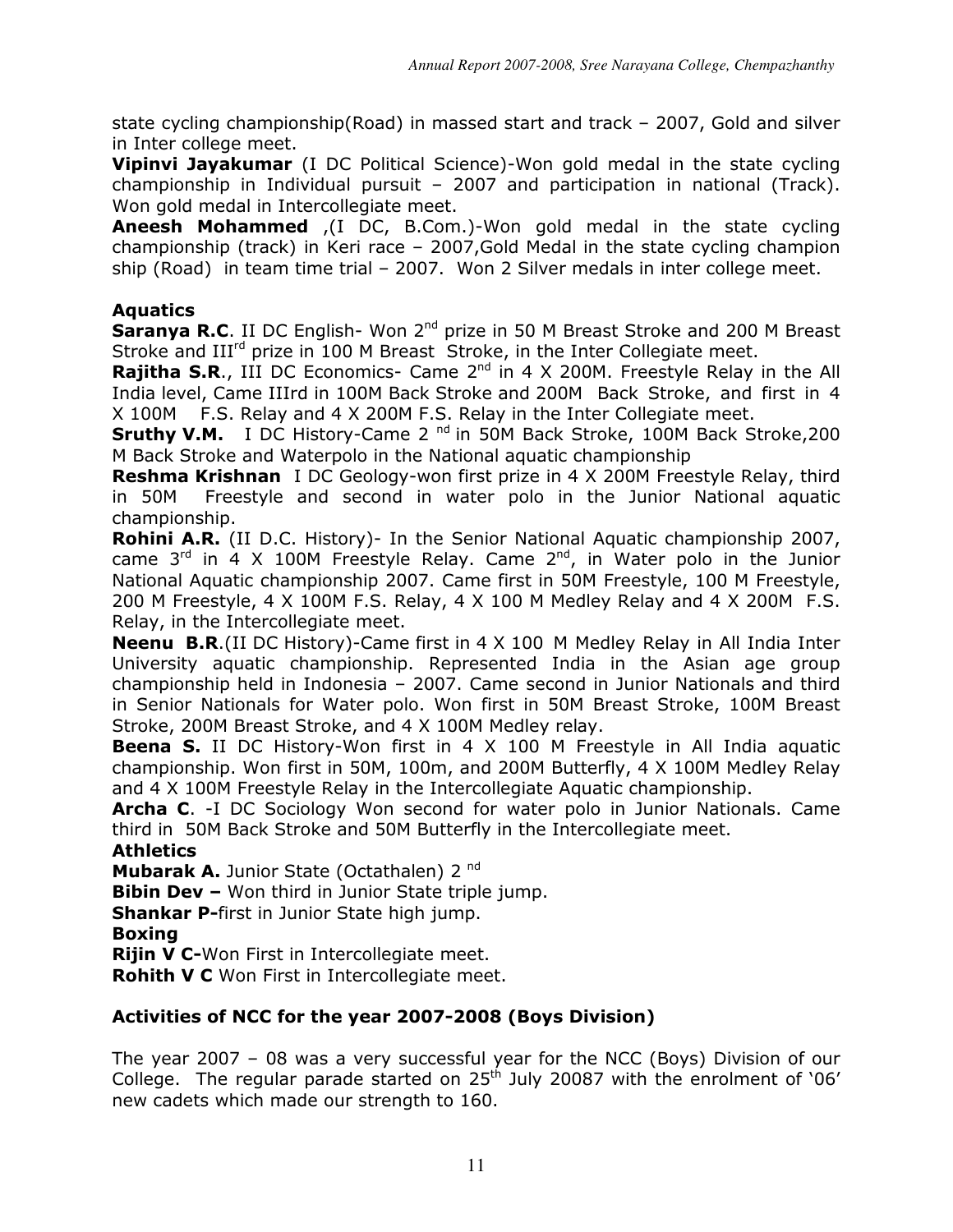state cycling championship(Road) in massed start and track – 2007, Gold and silver in Inter college meet.

**Vipinvi Jayakumar** (I DC Political Science)-Won gold medal in the state cycling championship in Individual pursuit – 2007 and participation in national (Track). Won gold medal in Intercollegiate meet.

**Aneesh Mohammed** ,(I DC, B.Com.)-Won gold medal in the state cycling championship (track) in Keri race – 2007,Gold Medal in the state cycling champion ship (Road) in team time trial – 2007. Won 2 Silver medals in inter college meet.

### Aquatics

**Saranya R.C**. II DC English- Won 2nd prize in 50 M Breast Stroke and 200 M Breast Stroke and IIIrd prize in 100 M Breast Stroke, in the Inter Collegiate meet.

**Rajitha S.R**., III DC Economics- Came 2nd in 4 X 200M. Freestyle Relay in the All India level, Came IIIrd in 100M Back Stroke and 200M Back Stroke, and first in 4 X 100M F.S. Relay and 4 X 200M F.S. Relay in the Inter Collegiate meet.

**Sruthy V.M.** I DC History-Came 2 nd in 50M Back Stroke, 100M Back Stroke,200 M Back Stroke and Waterpolo in the National aquatic championship

**Reshma Krishnan** I DC Geology-won first prize in 4 X 200M Freestyle Relay, third in 50M Freestyle and second in water polo in the Junior National aquatic championship.

**Rohini A.R.** (II D.C. History)- In the Senior National Aquatic championship 2007, came 3rd in 4 X 100M Freestyle Relay. Came 2nd, in Water polo in the Junior National Aquatic championship 2007. Came first in 50M Freestyle, 100 M Freestyle, 200 M Freestyle, 4 X 100M F.S. Relay, 4 X 100 M Medley Relay and 4 X 200M F.S. Relay, in the Intercollegiate meet.

**Neenu B.R**.(II DC History)-Came first in 4 X 100 M Medley Relay in All India Inter University aquatic championship. Represented India in the Asian age group championship held in Indonesia – 2007. Came second in Junior Nationals and third in Senior Nationals for Water polo. Won first in 50M Breast Stroke, 100M Breast Stroke, 200M Breast Stroke, and 4 X 100M Medley relay.

**Beena S.** II DC History-Won first in 4 X 100 M Freestyle in All India aquatic championship. Won first in 50M, 100m, and 200M Butterfly, 4 X 100M Medley Relay and 4 X 100M Freestyle Relay in the Intercollegiate Aquatic championship.

**Archa C**. -I DC Sociology Won second for water polo in Junior Nationals. Came third in 50M Back Stroke and 50M Butterfly in the Intercollegiate meet.

### Athletics

**Mubarak A.** Junior State (Octathalen) 2 nd

**Bibin Dev –** Won third in Junior State triple jump.

**Shankar P-**first in Junior State high jump.

### Boxing

**Rijin V C-**Won First in Intercollegiate meet.

**Rohith V C** Won First in Intercollegiate meet.

## Activities of NCC for the year 2007-2008 (Boys Division)

The year 2007 – 08 was a very successful year for the NCC (Boys) Division of our College. The regular parade started on 25th July 20087 with the enrolment of '06' new cadets which made our strength to 160.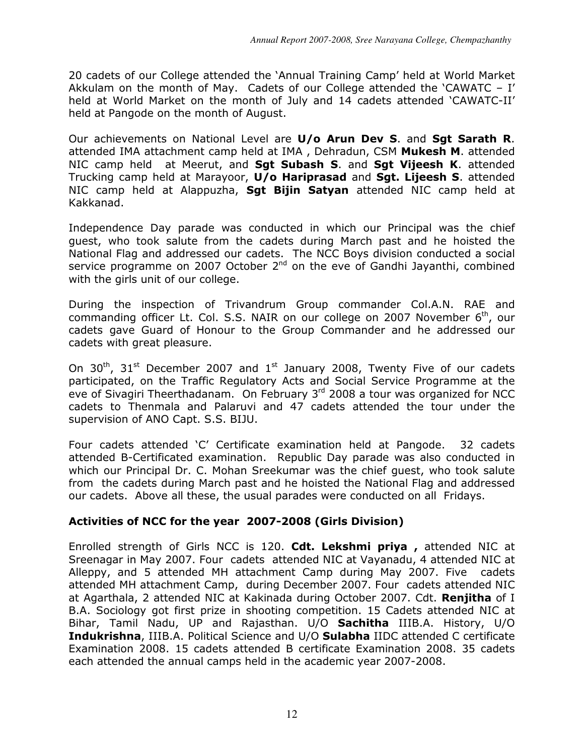20 cadets of our College attended the 'Annual Training Camp' held at World Market Akkulam on the month of May. Cadets of our College attended the 'CAWATC – I' held at World Market on the month of July and 14 cadets attended 'CAWATC-II' held at Pangode on the month of August.

Our achievements on National Level are **U/o Arun Dev S**. and **Sgt Sarath R**. attended IMA attachment camp held at IMA , Dehradun, CSM **Mukesh M**. attended NIC camp held at Meerut, and **Sgt Subash S**. and **Sgt Vijeesh K**. attended Trucking camp held at Marayoor, **U/o Hariprasad** and **Sgt. Lijeesh S**. attended NIC camp held at Alappuzha, **Sgt Bijin Satyan** attended NIC camp held at Kakkanad.

Independence Day parade was conducted in which our Principal was the chief guest, who took salute from the cadets during March past and he hoisted the National Flag and addressed our cadets. The NCC Boys division conducted a social service programme on 2007 October 2nd on the eve of Gandhi Jayanthi, combined with the girls unit of our college.

During the inspection of Trivandrum Group commander Col.A.N. RAE and commanding officer Lt. Col. S.S. NAIR on our college on 2007 November 6th, our cadets gave Guard of Honour to the Group Commander and he addressed our cadets with great pleasure.

On 30th, 31st December 2007 and 1st January 2008, Twenty Five of our cadets participated, on the Traffic Regulatory Acts and Social Service Programme at the eve of Sivagiri Theerthadanam. On February 3rd 2008 a tour was organized for NCC cadets to Thenmala and Palaruvi and 47 cadets attended the tour under the supervision of ANO Capt. S.S. BIJU.

Four cadets attended 'C' Certificate examination held at Pangode. 32 cadets attended B-Certificated examination. Republic Day parade was also conducted in which our Principal Dr. C. Mohan Sreekumar was the chief guest, who took salute from the cadets during March past and he hoisted the National Flag and addressed our cadets. Above all these, the usual parades were conducted on all Fridays.

### Activities of NCC for the year 2007-2008 (Girls Division)

Enrolled strength of Girls NCC is 120. **Cdt. Lekshmi priya ,** attended NIC at Sreenagar in May 2007. Four cadets attended NIC at Vayanadu, 4 attended NIC at Alleppy, and 5 attended MH attachment Camp during May 2007. Five cadets attended MH attachment Camp, during December 2007. Four cadets attended NIC at Agarthala, 2 attended NIC at Kakinada during October 2007. Cdt. **Renjitha** of I B.A. Sociology got first prize in shooting competition. 15 Cadets attended NIC at Bihar, Tamil Nadu, UP and Rajasthan. U/O **Sachitha** IIIB.A. History, U/O **Indukrishna**, IIIB.A. Political Science and U/O **Sulabha** IIDC attended C certificate Examination 2008. 15 cadets attended B certificate Examination 2008. 35 cadets each attended the annual camps held in the academic year 2007-2008.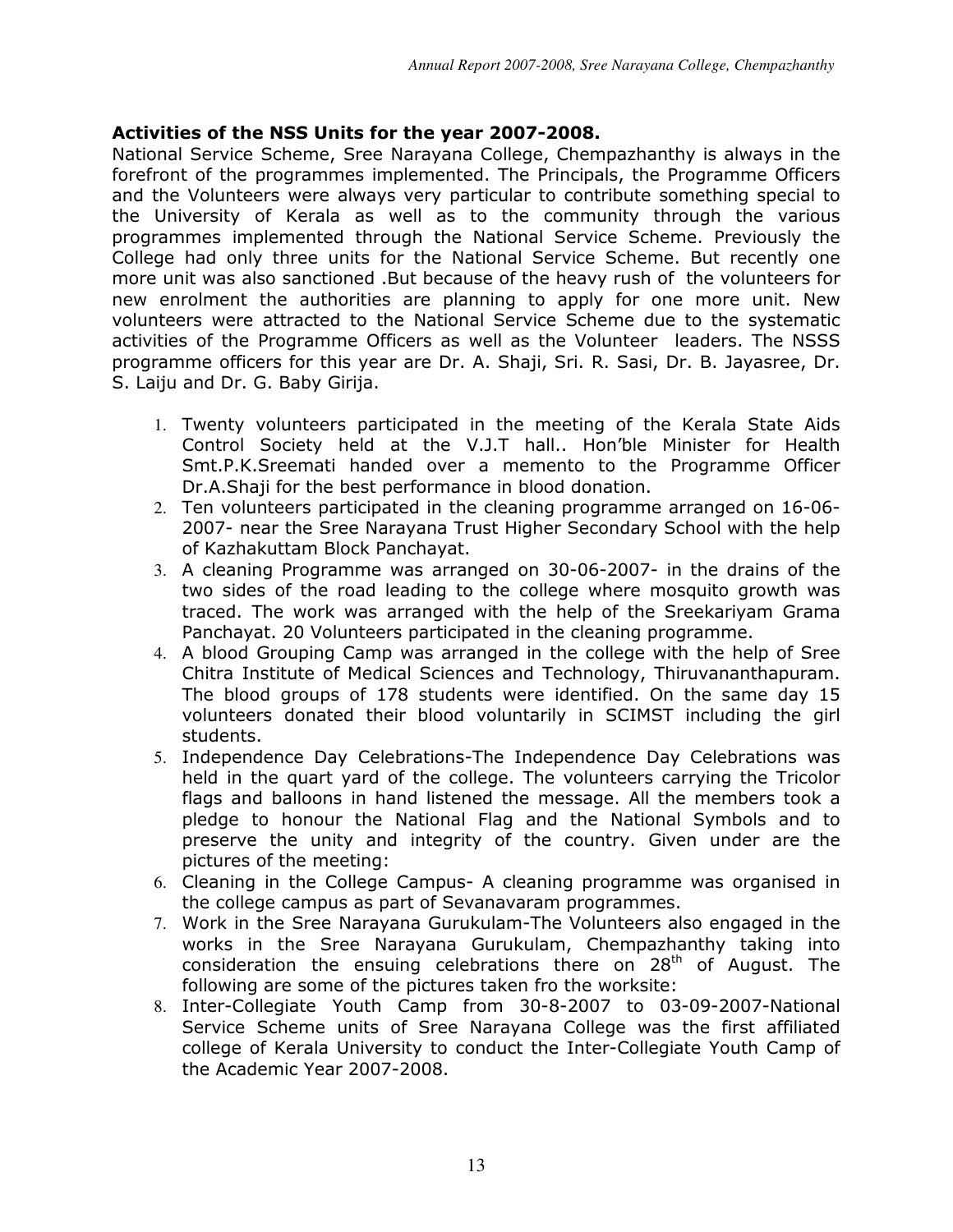**Activities of the NSS Units for the year 2007-2008.**

National Service Scheme, Sree Narayana College, Chempazhanthy is always in the forefront of the programmes implemented. The Principals, the Programme Officers and the Volunteers were always very particular to contribute something special to the University of Kerala as well as to the community through the various programmes implemented through the National Service Scheme. Previously the College had only three units for the National Service Scheme. But recently one more unit was also sanctioned .But because of the heavy rush of the volunteers for new enrolment the authorities are planning to apply for one more unit. New volunteers were attracted to the National Service Scheme due to the systematic activities of the Programme Officers as well as the Volunteer leaders. The NSSS programme officers for this year are Dr. A. Shaji, Sri. R. Sasi, Dr. B. Jayasree, Dr. S. Laiju and Dr. G. Baby Girija.

1. Twenty volunteers participated in the meeting of the Kerala State Aids Control Society held at the V.J.T hall.. Hon'ble Minister for Health Smt.P.K.Sreemati handed over a memento to the Programme Officer Dr.A.Shaji for the best performance in blood donation.
2. Ten volunteers participated in the cleaning programme arranged on 16-06-2007- near the Sree Narayana Trust Higher Secondary School with the help of Kazhakuttam Block Panchayat.
3. A cleaning Programme was arranged on 30-06-2007- in the drains of the two sides of the road leading to the college where mosquito growth was traced. The work was arranged with the help of the Sreekariyam Grama Panchayat. 20 Volunteers participated in the cleaning programme.
4. A blood Grouping Camp was arranged in the college with the help of Sree Chitra Institute of Medical Sciences and Technology, Thiruvananthapuram. The blood groups of 178 students were identified. On the same day 15 volunteers donated their blood voluntarily in SCIMST including the girl students.
5. Independence Day Celebrations-The Independence Day Celebrations was held in the quart yard of the college. The volunteers carrying the Tricolor flags and balloons in hand listened the message. All the members took a pledge to honour the National Flag and the National Symbols and to preserve the unity and integrity of the country. Given under are the pictures of the meeting:
6. Cleaning in the College Campus- A cleaning programme was organised in the college campus as part of Sevanavaram programmes.
7. Work in the Sree Narayana Gurukulam-The Volunteers also engaged in the works in the Sree Narayana Gurukulam, Chempazhanthy taking into consideration the ensuing celebrations there on 28th of August. The following are some of the pictures taken fro the worksite:
8. Inter-Collegiate Youth Camp from 30-8-2007 to 03-09-2007-National Service Scheme units of Sree Narayana College was the first affiliated college of Kerala University to conduct the Inter-Collegiate Youth Camp of the Academic Year 2007-2008.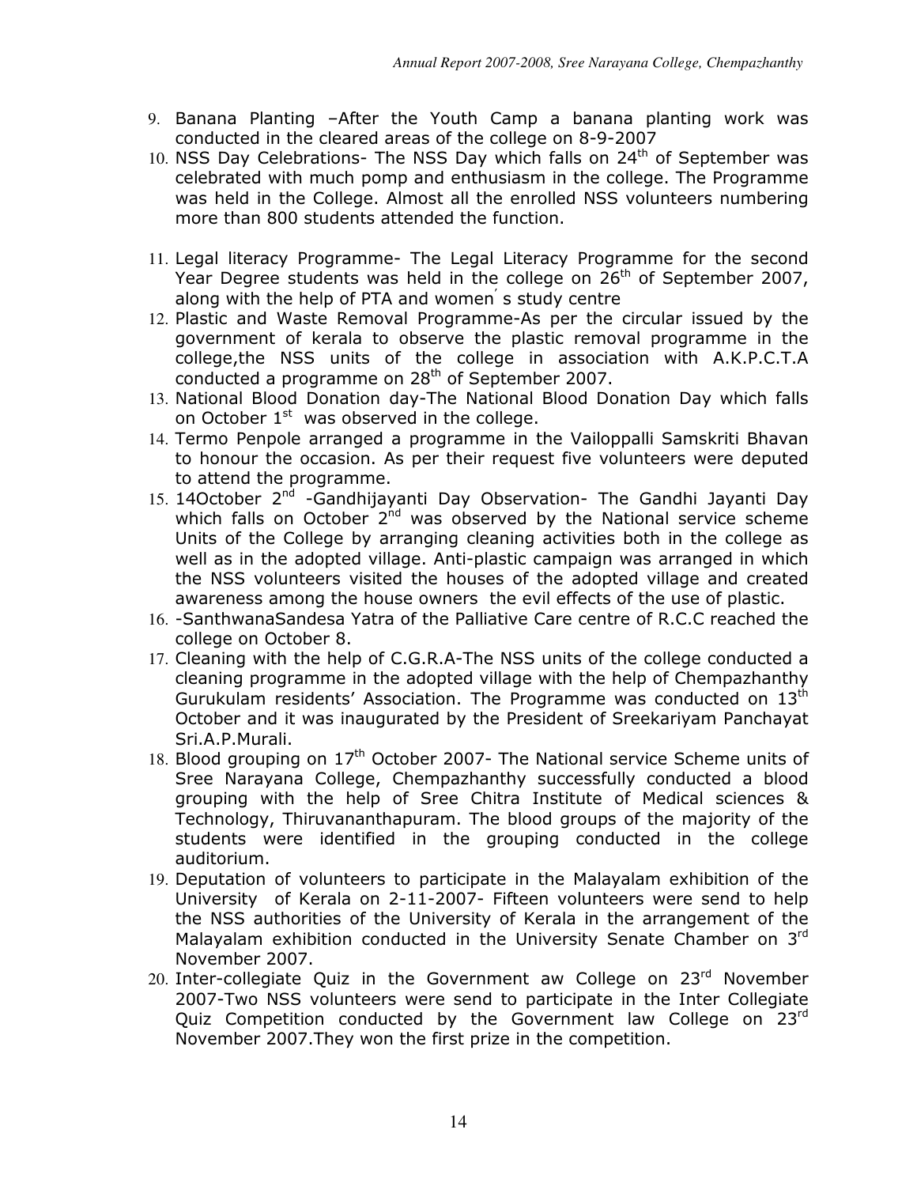9. Banana Planting –After the Youth Camp a banana planting work was conducted in the cleared areas of the college on 8-9-2007
10. NSS Day Celebrations- The NSS Day which falls on 24th of September was celebrated with much pomp and enthusiasm in the college. The Programme was held in the College. Almost all the enrolled NSS volunteers numbering more than 800 students attended the function.

11. Legal literacy Programme- The Legal Literacy Programme for the second Year Degree students was held in the college on 26th of September 2007, along with the help of PTA and women′ s study centre
12. Plastic and Waste Removal Programme-As per the circular issued by the government of kerala to observe the plastic removal programme in the college,the NSS units of the college in association with A.K.P.C.T.A conducted a programme on 28th of September 2007.
13. National Blood Donation day-The National Blood Donation Day which falls on October 1st was observed in the college.
14. Termo Penpole arranged a programme in the Vailoppalli Samskriti Bhavan to honour the occasion. As per their request five volunteers were deputed to attend the programme.
15. 14October 2nd -Gandhijayanti Day Observation- The Gandhi Jayanti Day which falls on October 2nd was observed by the National service scheme Units of the College by arranging cleaning activities both in the college as well as in the adopted village. Anti-plastic campaign was arranged in which the NSS volunteers visited the houses of the adopted village and created awareness among the house owners the evil effects of the use of plastic.
16. -SanthwanaSandesa Yatra of the Palliative Care centre of R.C.C reached the college on October 8.
17. Cleaning with the help of C.G.R.A-The NSS units of the college conducted a cleaning programme in the adopted village with the help of Chempazhanthy Gurukulam residents' Association. The Programme was conducted on 13th October and it was inaugurated by the President of Sreekariyam Panchayat Sri.A.P.Murali.
18. Blood grouping on 17th October 2007- The National service Scheme units of Sree Narayana College, Chempazhanthy successfully conducted a blood grouping with the help of Sree Chitra Institute of Medical sciences & Technology, Thiruvananthapuram. The blood groups of the majority of the students were identified in the grouping conducted in the college auditorium.
19. Deputation of volunteers to participate in the Malayalam exhibition of the University of Kerala on 2-11-2007- Fifteen volunteers were send to help the NSS authorities of the University of Kerala in the arrangement of the Malayalam exhibition conducted in the University Senate Chamber on 3rd November 2007.
20. Inter-collegiate Quiz in the Government aw College on 23rd November 2007-Two NSS volunteers were send to participate in the Inter Collegiate Quiz Competition conducted by the Government law College on 23rd November 2007.They won the first prize in the competition.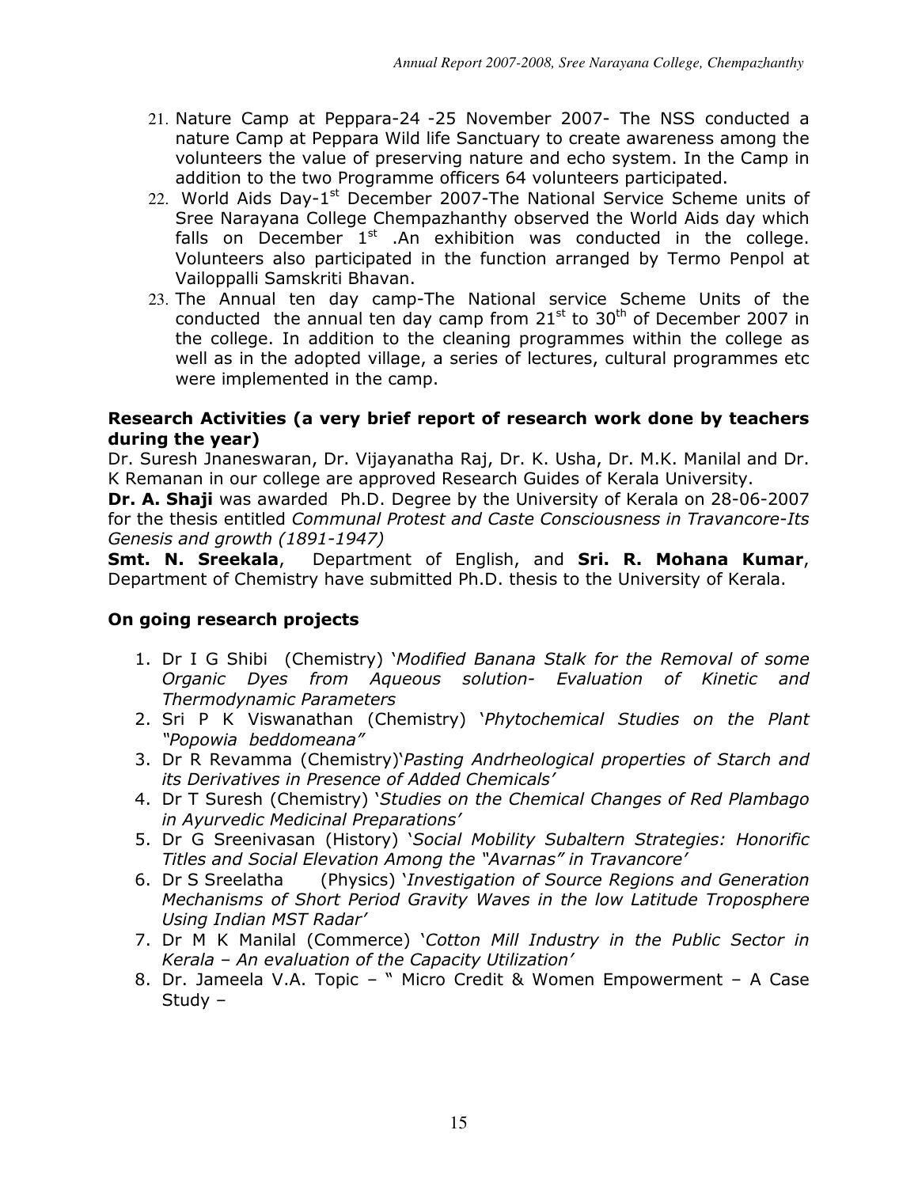21. Nature Camp at Peppara-24 -25 November 2007- The NSS conducted a nature Camp at Peppara Wild life Sanctuary to create awareness among the volunteers the value of preserving nature and echo system. In the Camp in addition to the two Programme officers 64 volunteers participated.
22. World Aids Day-1st December 2007-The National Service Scheme units of Sree Narayana College Chempazhanthy observed the World Aids day which falls on December 1st .An exhibition was conducted in the college. Volunteers also participated in the function arranged by Termo Penpol at Vailoppalli Samskriti Bhavan.
23. The Annual ten day camp-The National service Scheme Units of the conducted the annual ten day camp from 21st to 30th of December 2007 in the college. In addition to the cleaning programmes within the college as well as in the adopted village, a series of lectures, cultural programmes etc were implemented in the camp.

**Research Activities (a very brief report of research work done by teachers during the year)**

Dr. Suresh Jnaneswaran, Dr. Vijayanatha Raj, Dr. K. Usha, Dr. M.K. Manilal and Dr. K Remanan in our college are approved Research Guides of Kerala University.

**Dr. A. Shaji** was awarded Ph.D. Degree by the University of Kerala on 28-06-2007 for the thesis entitled *Communal Protest and Caste Consciousness in Travancore-Its Genesis and growth (1891-1947)*

**Smt. N. Sreekala**, Department of English, and **Sri. R. Mohana Kumar**, Department of Chemistry have submitted Ph.D. thesis to the University of Kerala.

**On going research projects**

1. Dr I G Shibi (Chemistry) '*Modified Banana Stalk for the Removal of some Organic Dyes from Aqueous solution- Evaluation of Kinetic and Thermodynamic Parameters*
2. Sri P K Viswanathan (Chemistry) '*Phytochemical Studies on the Plant "Popowia beddomeana"*
3. Dr R Revamma (Chemistry)'*Pasting Andrheological properties of Starch and its Derivatives in Presence of Added Chemicals'*
4. Dr T Suresh (Chemistry) '*Studies on the Chemical Changes of Red Plambago in Ayurvedic Medicinal Preparations'*
5. Dr G Sreenivasan (History) '*Social Mobility Subaltern Strategies: Honorific Titles and Social Elevation Among the "Avarnas" in Travancore'*
6. Dr S Sreelatha (Physics) '*Investigation of Source Regions and Generation Mechanisms of Short Period Gravity Waves in the low Latitude Troposphere Using Indian MST Radar'*
7. Dr M K Manilal (Commerce) '*Cotton Mill Industry in the Public Sector in Kerala – An evaluation of the Capacity Utilization'*
8. Dr. Jameela V.A. Topic – " Micro Credit & Women Empowerment – A Case Study –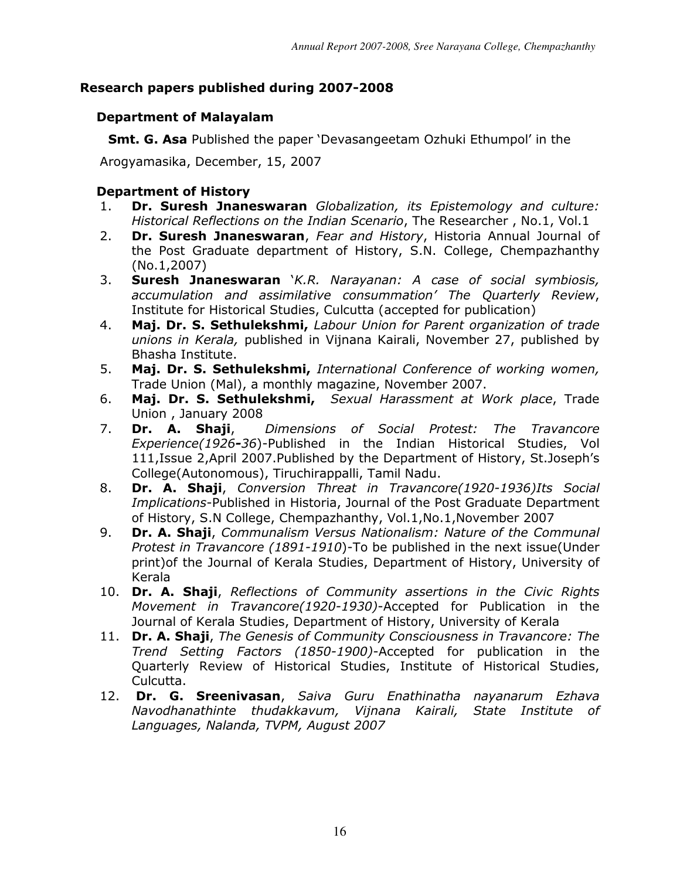## Research papers published during 2007-2008

### Department of Malayalam

**Smt. G. Asa** Published the paper 'Devasangeetam Ozhuki Ethumpol' in the Arogyamasika, December, 15, 2007

### Department of History

1. **Dr. Suresh Jnaneswaran** *Globalization, its Epistemology and culture: Historical Reflections on the Indian Scenario*, The Researcher , No.1, Vol.1
2. **Dr. Suresh Jnaneswaran**, *Fear and History*, Historia Annual Journal of the Post Graduate department of History, S.N. College, Chempazhanthy (No.1,2007)
3. **Suresh Jnaneswaran** '*K.R. Narayanan: A case of social symbiosis, accumulation and assimilative consummation' The Quarterly Review*, Institute for Historical Studies, Culcutta (accepted for publication)
4. **Maj. Dr. S. Sethulekshmi,** *Labour Union for Parent organization of trade unions in Kerala,* published in Vijnana Kairali, November 27, published by Bhasha Institute.
5. **Maj. Dr. S. Sethulekshmi,** *International Conference of working women,* Trade Union (Mal), a monthly magazine, November 2007.
6. **Maj. Dr. S. Sethulekshmi,** *Sexual Harassment at Work place*, Trade Union , January 2008
7. **Dr. A. Shaji**, *Dimensions of Social Protest: The Travancore Experience(1926-36)*-Published in the Indian Historical Studies, Vol 111,Issue 2,April 2007.Published by the Department of History, St.Joseph's College(Autonomous), Tiruchirappalli, Tamil Nadu.
8. **Dr. A. Shaji**, *Conversion Threat in Travancore(1920-1936)Its Social Implications*-Published in Historia, Journal of the Post Graduate Department of History, S.N College, Chempazhanthy, Vol.1,No.1,November 2007
9. **Dr. A. Shaji**, *Communalism Versus Nationalism: Nature of the Communal Protest in Travancore (1891-1910)*-To be published in the next issue(Under print)of the Journal of Kerala Studies, Department of History, University of Kerala
10. **Dr. A. Shaji**, *Reflections of Community assertions in the Civic Rights Movement in Travancore(1920-1930)*-Accepted for Publication in the Journal of Kerala Studies, Department of History, University of Kerala
11. **Dr. A. Shaji**, *The Genesis of Community Consciousness in Travancore: The Trend Setting Factors (1850-1900)*-Accepted for publication in the Quarterly Review of Historical Studies, Institute of Historical Studies, Culcutta.
12. **Dr. G. Sreenivasan**, *Saiva Guru Enathinatha nayanarum Ezhava Navodhanathinte thudakkavum, Vijnana Kairali, State Institute of Languages, Nalanda, TVPM, August 2007*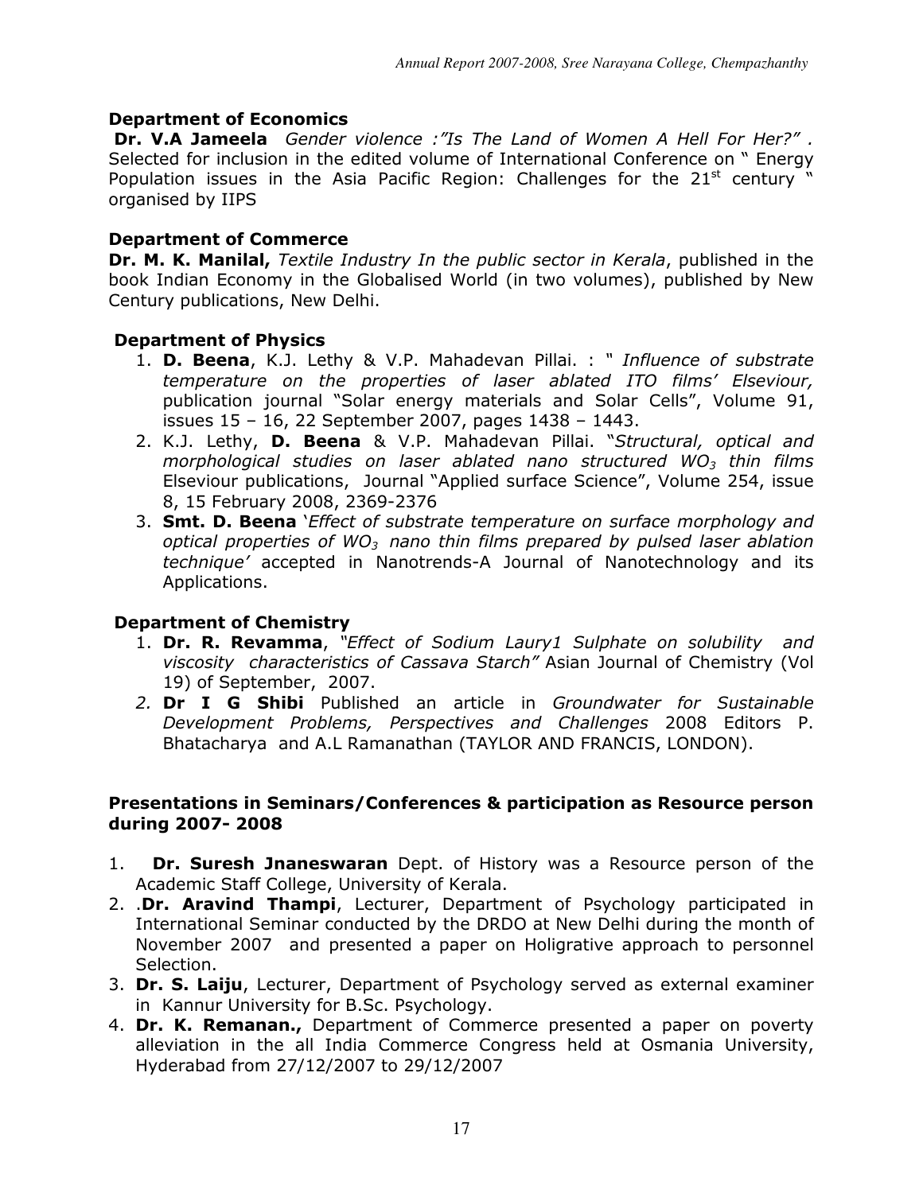### Department of Economics

**Dr. V.A Jameela** *Gender violence :"Is The Land of Women A Hell For Her?" .* Selected for inclusion in the edited volume of International Conference on " Energy Population issues in the Asia Pacific Region: Challenges for the 21st century " organised by IIPS

### Department of Commerce

**Dr. M. K. Manilal,** *Textile Industry In the public sector in Kerala*, published in the book Indian Economy in the Globalised World (in two volumes), published by New Century publications, New Delhi.

### Department of Physics

1. **D. Beena**, K.J. Lethy & V.P. Mahadevan Pillai. : " *Influence of substrate temperature on the properties of laser ablated ITO films' Elseviour,* publication journal "Solar energy materials and Solar Cells", Volume 91, issues 15 – 16, 22 September 2007, pages 1438 – 1443.
2. K.J. Lethy, **D. Beena** & V.P. Mahadevan Pillai. "*Structural, optical and morphological studies on laser ablated nano structured $WO_3$ thin films* Elseviour publications, Journal "Applied surface Science", Volume 254, issue 8, 15 February 2008, 2369-2376
3. **Smt. D. Beena** '*Effect of substrate temperature on surface morphology and optical properties of $WO_3$ nano thin films prepared by pulsed laser ablation technique'* accepted in Nanotrends-A Journal of Nanotechnology and its Applications.

### Department of Chemistry

1. **Dr. R. Revamma**, *"Effect of Sodium Laury1 Sulphate on solubility and viscosity characteristics of Cassava Starch"* Asian Journal of Chemistry (Vol 19) of September, 2007.
2. **Dr I G Shibi** Published an article in *Groundwater for Sustainable Development Problems, Perspectives and Challenges* 2008 Editors P. Bhatacharya and A.L Ramanathan (TAYLOR AND FRANCIS, LONDON).

### Presentations in Seminars/Conferences & participation as Resource person during 2007- 2008

1. **Dr. Suresh Jnaneswaran** Dept. of History was a Resource person of the Academic Staff College, University of Kerala.
2. .**Dr. Aravind Thampi**, Lecturer, Department of Psychology participated in International Seminar conducted by the DRDO at New Delhi during the month of November 2007 and presented a paper on Holigrative approach to personnel Selection.
3. **Dr. S. Laiju**, Lecturer, Department of Psychology served as external examiner in Kannur University for B.Sc. Psychology.
4. **Dr. K. Remanan.,** Department of Commerce presented a paper on poverty alleviation in the all India Commerce Congress held at Osmania University, Hyderabad from 27/12/2007 to 29/12/2007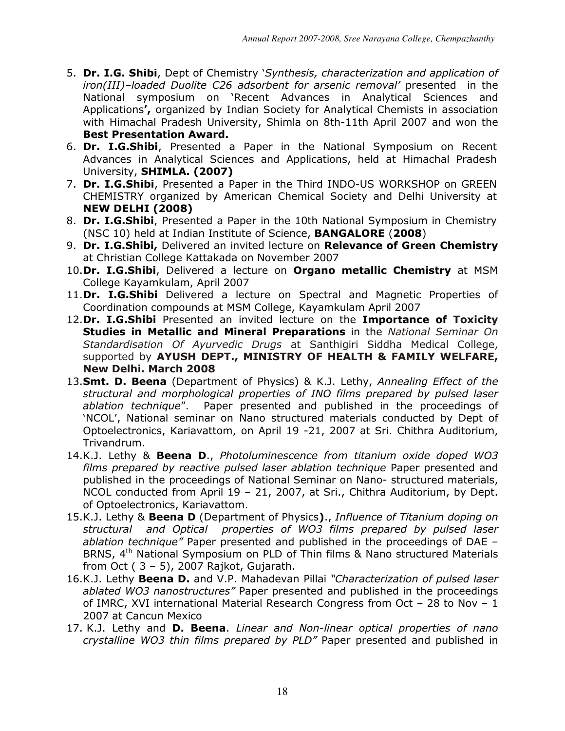5. **Dr. I.G. Shibi**, Dept of Chemistry '*Synthesis, characterization and application of iron(III)–loaded Duolite C26 adsorbent for arsenic removal'* presented in the National symposium on 'Recent Advances in Analytical Sciences and Applications**',** organized by Indian Society for Analytical Chemists in association with Himachal Pradesh University, Shimla on 8th-11th April 2007 and won the **Best Presentation Award.**
6. **Dr. I.G.Shibi**, Presented a Paper in the National Symposium on Recent Advances in Analytical Sciences and Applications, held at Himachal Pradesh University, **SHIMLA. (2007)**
7. **Dr. I.G.Shibi**, Presented a Paper in the Third INDO-US WORKSHOP on GREEN CHEMISTRY organized by American Chemical Society and Delhi University at **NEW DELHI (2008)**
8. **Dr. I.G.Shibi**, Presented a Paper in the 10th National Symposium in Chemistry (NSC 10) held at Indian Institute of Science, **BANGALORE** (**2008**)
9. **Dr. I.G.Shibi,** Delivered an invited lecture on **Relevance of Green Chemistry** at Christian College Kattakada on November 2007
10. **Dr. I.G.Shibi**, Delivered a lecture on **Organo metallic Chemistry** at MSM College Kayamkulam, April 2007
11. **Dr. I.G.Shibi** Delivered a lecture on Spectral and Magnetic Properties of Coordination compounds at MSM College, Kayamkulam April 2007
12. **Dr. I.G.Shibi** Presented an invited lecture on the **Importance of Toxicity Studies in Metallic and Mineral Preparations** in the *National Seminar On Standardisation Of Ayurvedic Drugs* at Santhigiri Siddha Medical College, supported by **AYUSH DEPT., MINISTRY OF HEALTH & FAMILY WELFARE, New Delhi. March 2008**
13. **Smt. D. Beena** (Department of Physics) & K.J. Lethy, *Annealing Effect of the structural and morphological properties of INO films prepared by pulsed laser ablation technique*". Paper presented and published in the proceedings of 'NCOL', National seminar on Nano structured materials conducted by Dept of Optoelectronics, Kariavattom, on April 19 -21, 2007 at Sri. Chithra Auditorium, Trivandrum.
14. K.J. Lethy & **Beena D**., *Photoluminescence from titanium oxide doped WO3 films prepared by reactive pulsed laser ablation technique* Paper presented and published in the proceedings of National Seminar on Nano- structured materials, NCOL conducted from April 19 – 21, 2007, at Sri., Chithra Auditorium, by Dept. of Optoelectronics, Kariavattom.
15. K.J. Lethy & **Beena D** (Department of Physics**)**., *Influence of Titanium doping on structural and Optical properties of WO3 films prepared by pulsed laser ablation technique"* Paper presented and published in the proceedings of DAE – BRNS, 4th National Symposium on PLD of Thin films & Nano structured Materials from Oct ( 3 – 5), 2007 Rajkot, Gujarath.
16. K.J. Lethy **Beena D.** and V.P. Mahadevan Pillai *"Characterization of pulsed laser ablated WO3 nanostructures"* Paper presented and published in the proceedings of IMRC, XVI international Material Research Congress from Oct – 28 to Nov – 1 2007 at Cancun Mexico
17. K.J. Lethy and **D. Beena**. *Linear and Non-linear optical properties of nano crystalline WO3 thin films prepared by PLD"* Paper presented and published in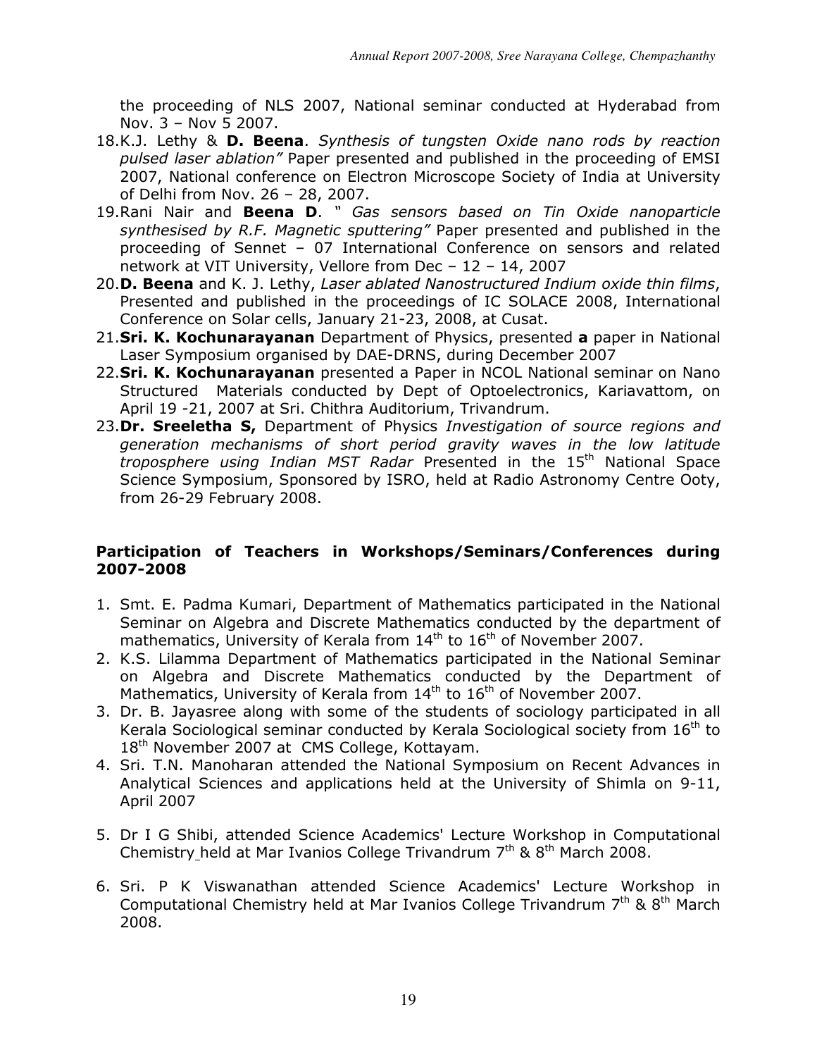the proceeding of NLS 2007, National seminar conducted at Hyderabad from Nov. 3 – Nov 5 2007.

18. K.J. Lethy & **D. Beena**. *Synthesis of tungsten Oxide nano rods by reaction pulsed laser ablation"* Paper presented and published in the proceeding of EMSI 2007, National conference on Electron Microscope Society of India at University of Delhi from Nov. 26 – 28, 2007.
19. Rani Nair and **Beena D**. " *Gas sensors based on Tin Oxide nanoparticle synthesised by R.F. Magnetic sputtering"* Paper presented and published in the proceeding of Sennet – 07 International Conference on sensors and related network at VIT University, Vellore from Dec – 12 – 14, 2007
20. **D. Beena** and K. J. Lethy, *Laser ablated Nanostructured Indium oxide thin films*, Presented and published in the proceedings of IC SOLACE 2008, International Conference on Solar cells, January 21-23, 2008, at Cusat.
21. **Sri. K. Kochunarayanan** Department of Physics, presented **a** paper in National Laser Symposium organised by DAE-DRNS, during December 2007
22. **Sri. K. Kochunarayanan** presented a Paper in NCOL National seminar on Nano Structured Materials conducted by Dept of Optoelectronics, Kariavattom, on April 19 -21, 2007 at Sri. Chithra Auditorium, Trivandrum.
23. **Dr. Sreeletha S,** Department of Physics *Investigation of source regions and generation mechanisms of short period gravity waves in the low latitude troposphere using Indian MST Radar* Presented in the 15th National Space Science Symposium, Sponsored by ISRO, held at Radio Astronomy Centre Ooty, from 26-29 February 2008.

### Participation of Teachers in Workshops/Seminars/Conferences during 2007-2008

1. Smt. E. Padma Kumari, Department of Mathematics participated in the National Seminar on Algebra and Discrete Mathematics conducted by the department of mathematics, University of Kerala from 14th to 16th of November 2007.
2. K.S. Lilamma Department of Mathematics participated in the National Seminar on Algebra and Discrete Mathematics conducted by the Department of Mathematics, University of Kerala from 14th to 16th of November 2007.
3. Dr. B. Jayasree along with some of the students of sociology participated in all Kerala Sociological seminar conducted by Kerala Sociological society from 16th to 18th November 2007 at CMS College, Kottayam.
4. Sri. T.N. Manoharan attended the National Symposium on Recent Advances in Analytical Sciences and applications held at the University of Shimla on 9-11, April 2007
5. Dr I G Shibi, attended Science Academics' Lecture Workshop in Computational Chemistry held at Mar Ivanios College Trivandrum 7th & 8th March 2008.
6. Sri. P K Viswanathan attended Science Academics' Lecture Workshop in Computational Chemistry held at Mar Ivanios College Trivandrum 7th & 8th March 2008.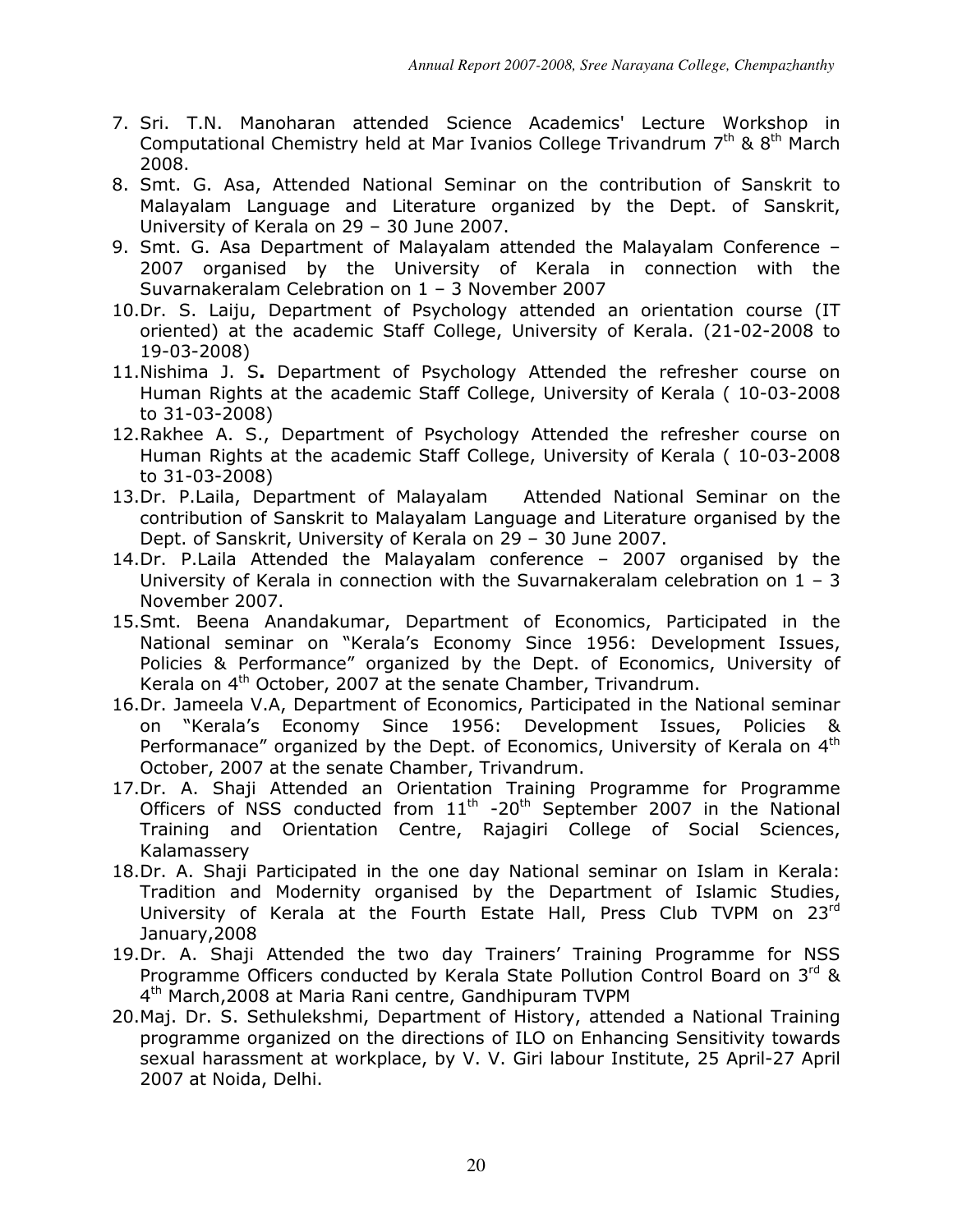7. Sri. T.N. Manoharan attended Science Academics' Lecture Workshop in Computational Chemistry held at Mar Ivanios College Trivandrum 7th & 8th March 2008.
8. Smt. G. Asa, Attended National Seminar on the contribution of Sanskrit to Malayalam Language and Literature organized by the Dept. of Sanskrit, University of Kerala on 29 – 30 June 2007.
9. Smt. G. Asa Department of Malayalam attended the Malayalam Conference – 2007 organised by the University of Kerala in connection with the Suvarnakeralam Celebration on 1 – 3 November 2007
10. Dr. S. Laiju, Department of Psychology attended an orientation course (IT oriented) at the academic Staff College, University of Kerala. (21-02-2008 to 19-03-2008)
11. Nishima J. S**.** Department of Psychology Attended the refresher course on Human Rights at the academic Staff College, University of Kerala ( 10-03-2008 to 31-03-2008)
12. Rakhee A. S., Department of Psychology Attended the refresher course on Human Rights at the academic Staff College, University of Kerala ( 10-03-2008 to 31-03-2008)
13. Dr. P.Laila, Department of Malayalam Attended National Seminar on the contribution of Sanskrit to Malayalam Language and Literature organised by the Dept. of Sanskrit, University of Kerala on 29 – 30 June 2007.
14. Dr. P.Laila Attended the Malayalam conference – 2007 organised by the University of Kerala in connection with the Suvarnakeralam celebration on 1 – 3 November 2007.
15. Smt. Beena Anandakumar, Department of Economics, Participated in the National seminar on "Kerala's Economy Since 1956: Development Issues, Policies & Performance" organized by the Dept. of Economics, University of Kerala on 4th October, 2007 at the senate Chamber, Trivandrum.
16. Dr. Jameela V.A, Department of Economics, Participated in the National seminar on "Kerala's Economy Since 1956: Development Issues, Policies & Performanace" organized by the Dept. of Economics, University of Kerala on 4th October, 2007 at the senate Chamber, Trivandrum.
17. Dr. A. Shaji Attended an Orientation Training Programme for Programme Officers of NSS conducted from 11th -20th September 2007 in the National Training and Orientation Centre, Rajagiri College of Social Sciences, Kalamassery
18. Dr. A. Shaji Participated in the one day National seminar on Islam in Kerala: Tradition and Modernity organised by the Department of Islamic Studies, University of Kerala at the Fourth Estate Hall, Press Club TVPM on 23rd January,2008
19. Dr. A. Shaji Attended the two day Trainers' Training Programme for NSS Programme Officers conducted by Kerala State Pollution Control Board on 3rd & 4th March,2008 at Maria Rani centre, Gandhipuram TVPM
20. Maj. Dr. S. Sethulekshmi, Department of History, attended a National Training programme organized on the directions of ILO on Enhancing Sensitivity towards sexual harassment at workplace, by V. V. Giri labour Institute, 25 April-27 April 2007 at Noida, Delhi.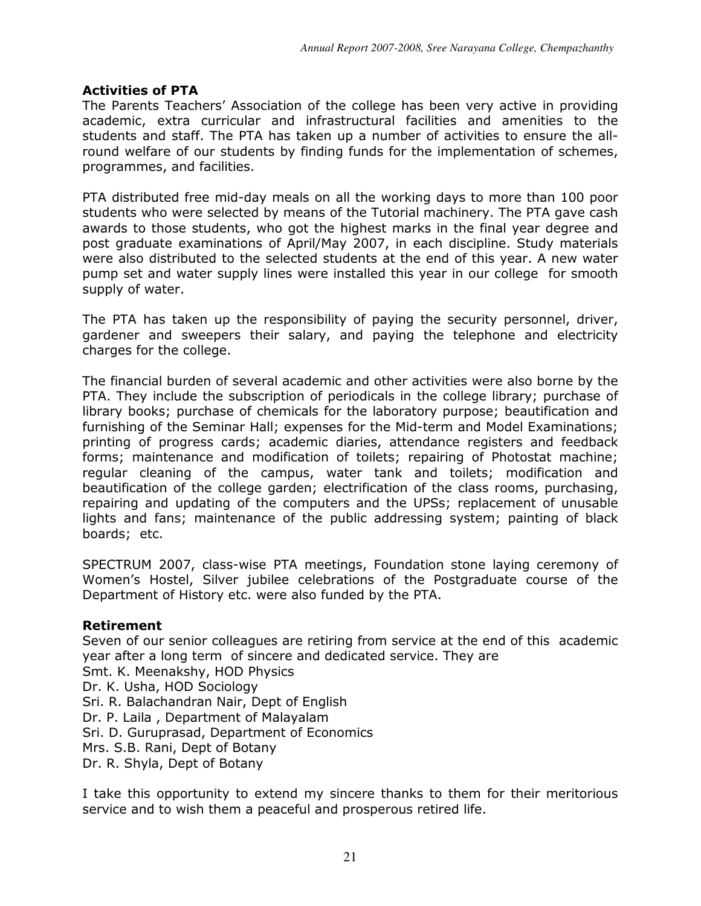### Activities of PTA

The Parents Teachers' Association of the college has been very active in providing academic, extra curricular and infrastructural facilities and amenities to the students and staff. The PTA has taken up a number of activities to ensure the all-round welfare of our students by finding funds for the implementation of schemes, programmes, and facilities.

PTA distributed free mid-day meals on all the working days to more than 100 poor students who were selected by means of the Tutorial machinery. The PTA gave cash awards to those students, who got the highest marks in the final year degree and post graduate examinations of April/May 2007, in each discipline. Study materials were also distributed to the selected students at the end of this year. A new water pump set and water supply lines were installed this year in our college for smooth supply of water.

The PTA has taken up the responsibility of paying the security personnel, driver, gardener and sweepers their salary, and paying the telephone and electricity charges for the college.

The financial burden of several academic and other activities were also borne by the PTA. They include the subscription of periodicals in the college library; purchase of library books; purchase of chemicals for the laboratory purpose; beautification and furnishing of the Seminar Hall; expenses for the Mid-term and Model Examinations; printing of progress cards; academic diaries, attendance registers and feedback forms; maintenance and modification of toilets; repairing of Photostat machine; regular cleaning of the campus, water tank and toilets; modification and beautification of the college garden; electrification of the class rooms, purchasing, repairing and updating of the computers and the UPSs; replacement of unusable lights and fans; maintenance of the public addressing system; painting of black boards; etc.

SPECTRUM 2007, class-wise PTA meetings, Foundation stone laying ceremony of Women's Hostel, Silver jubilee celebrations of the Postgraduate course of the Department of History etc. were also funded by the PTA.

### Retirement

Seven of our senior colleagues are retiring from service at the end of this academic year after a long term of sincere and dedicated service. They are

Smt. K. Meenakshy, HOD Physics
Dr. K. Usha, HOD Sociology
Sri. R. Balachandran Nair, Dept of English
Dr. P. Laila , Department of Malayalam
Sri. D. Guruprasad, Department of Economics
Mrs. S.B. Rani, Dept of Botany
Dr. R. Shyla, Dept of Botany

I take this opportunity to extend my sincere thanks to them for their meritorious service and to wish them a peaceful and prosperous retired life.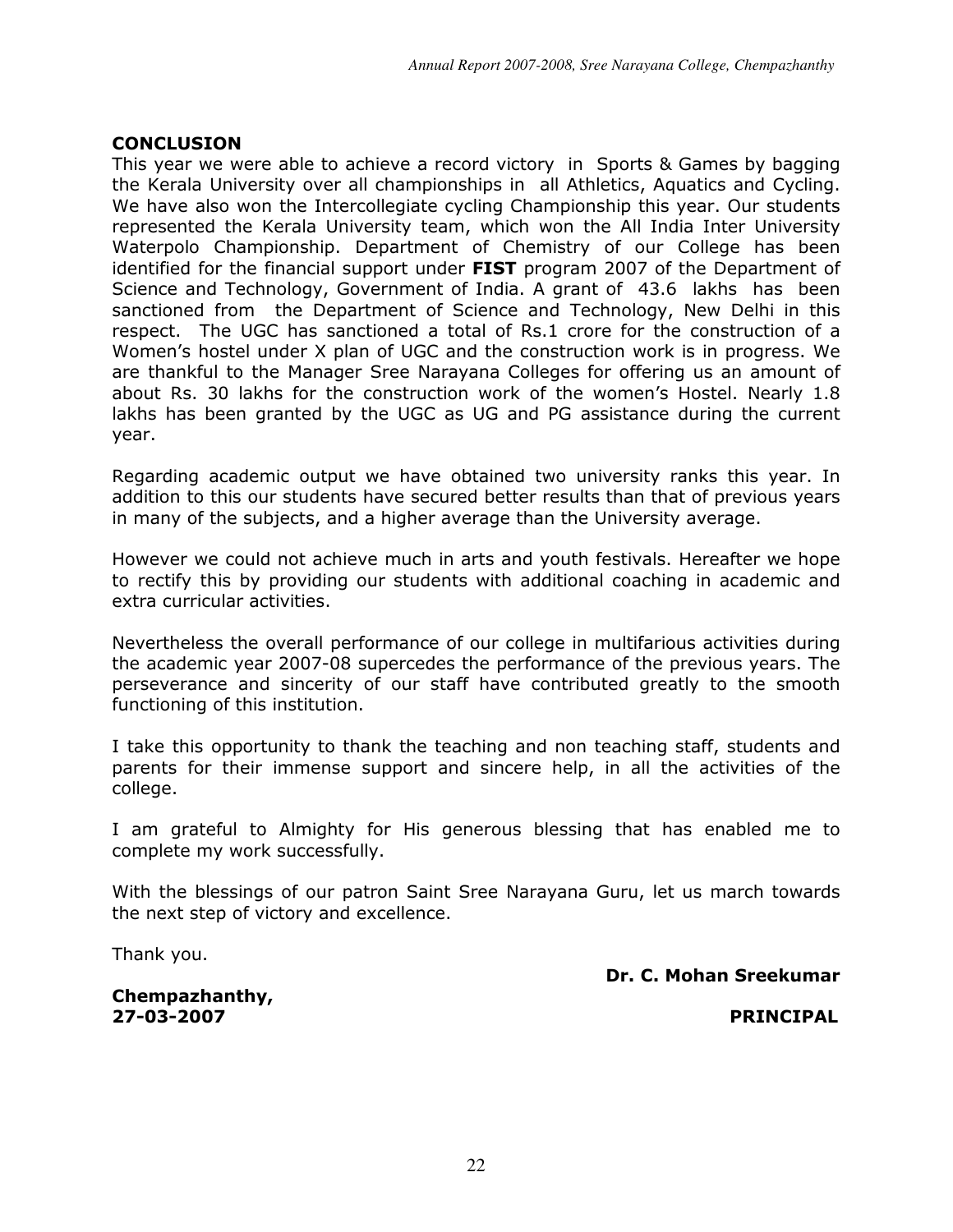**CONCLUSION**

This year we were able to achieve a record victory in Sports & Games by bagging the Kerala University over all championships in all Athletics, Aquatics and Cycling. We have also won the Intercollegiate cycling Championship this year. Our students represented the Kerala University team, which won the All India Inter University Waterpolo Championship. Department of Chemistry of our College has been identified for the financial support under **FIST** program 2007 of the Department of Science and Technology, Government of India. A grant of 43.6 lakhs has been sanctioned from the Department of Science and Technology, New Delhi in this respect. The UGC has sanctioned a total of Rs.1 crore for the construction of a Women's hostel under X plan of UGC and the construction work is in progress. We are thankful to the Manager Sree Narayana Colleges for offering us an amount of about Rs. 30 lakhs for the construction work of the women's Hostel. Nearly 1.8 lakhs has been granted by the UGC as UG and PG assistance during the current year.

Regarding academic output we have obtained two university ranks this year. In addition to this our students have secured better results than that of previous years in many of the subjects, and a higher average than the University average.

However we could not achieve much in arts and youth festivals. Hereafter we hope to rectify this by providing our students with additional coaching in academic and extra curricular activities.

Nevertheless the overall performance of our college in multifarious activities during the academic year 2007-08 supercedes the performance of the previous years. The perseverance and sincerity of our staff have contributed greatly to the smooth functioning of this institution.

I take this opportunity to thank the teaching and non teaching staff, students and parents for their immense support and sincere help, in all the activities of the college.

I am grateful to Almighty for His generous blessing that has enabled me to complete my work successfully.

With the blessings of our patron Saint Sree Narayana Guru, let us march towards the next step of victory and excellence.

Thank you.

**Dr. C. Mohan Sreekumar**

**Chempazhanthy,**
**27-03-2007**

**PRINCIPAL**